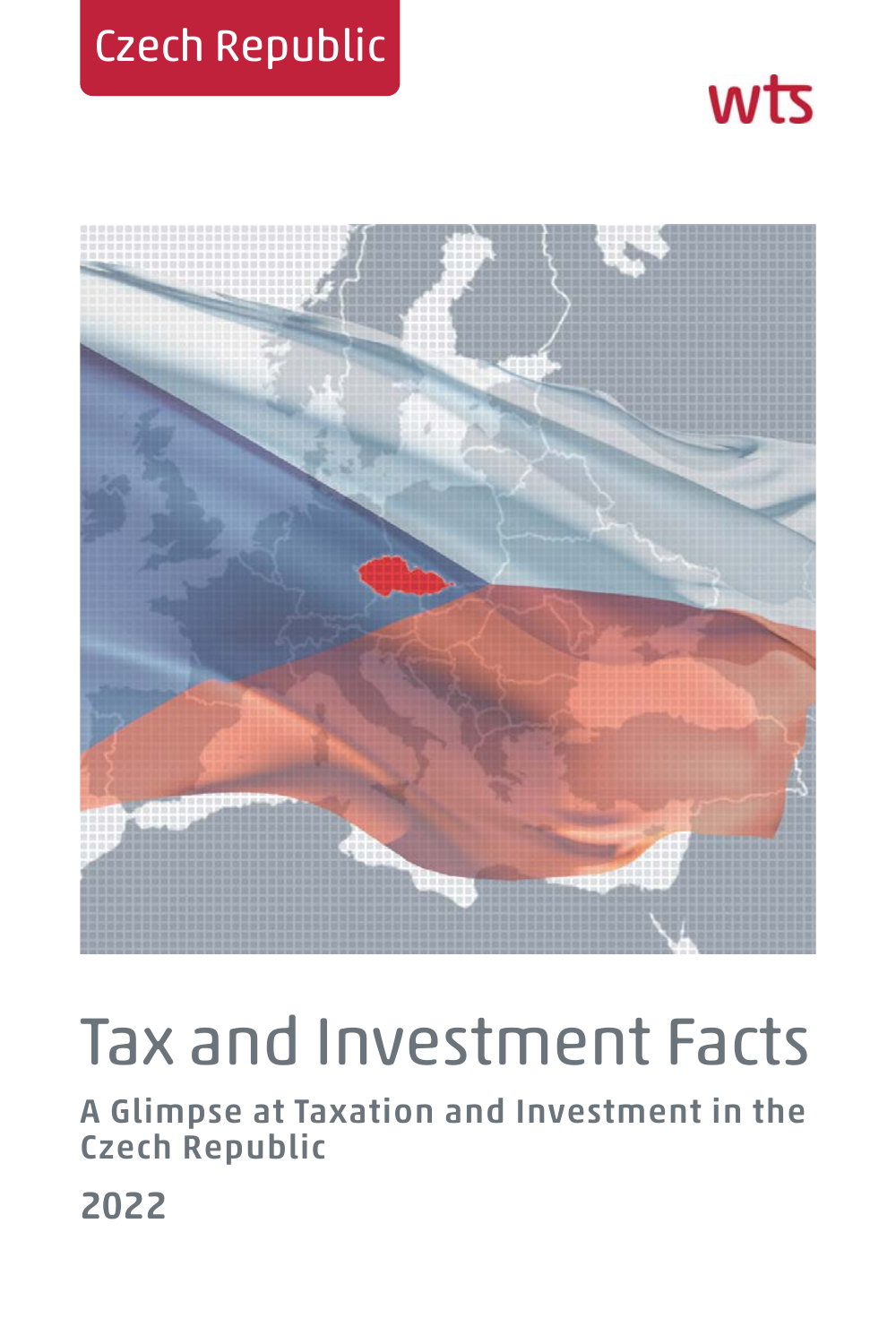Czech Republic

wts

# Tax and Investment Facts

**A Glimpse at Taxation and Investment in the Czech Republic**

**2022**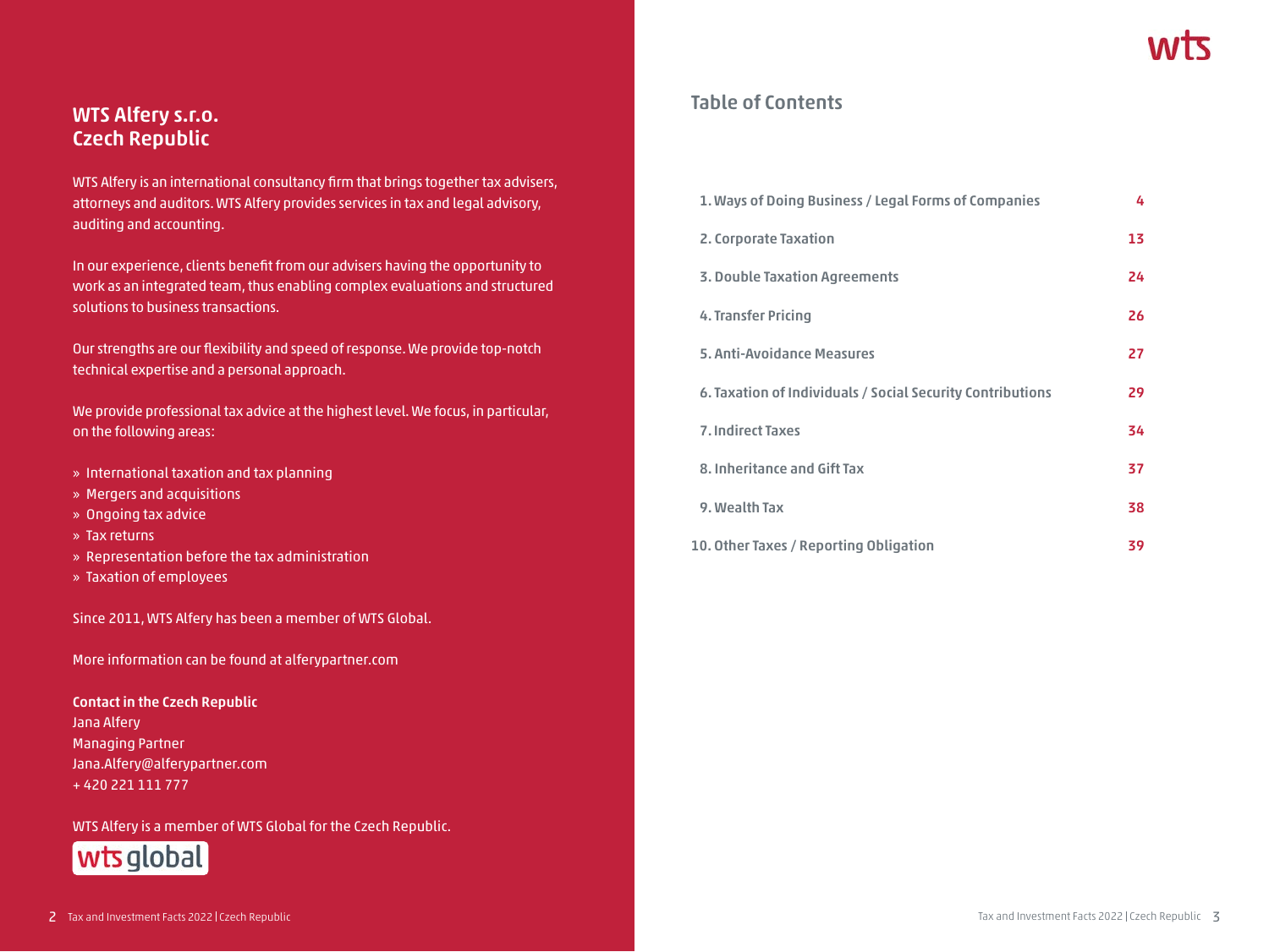## WTS Alfery s.r.o.
## Czech Republic

WTS Alfery is an international consultancy firm that brings together tax advisers, attorneys and auditors. WTS Alfery provides services in tax and legal advisory, auditing and accounting.

In our experience, clients benefit from our advisers having the opportunity to work as an integrated team, thus enabling complex evaluations and structured solutions to business transactions.

Our strengths are our flexibility and speed of response. We provide top-notch technical expertise and a personal approach.

We provide professional tax advice at the highest level. We focus, in particular, on the following areas:

- » International taxation and tax planning
- » Mergers and acquisitions
- » Ongoing tax advice
- » Tax returns
- » Representation before the tax administration
- » Taxation of employees

Since 2011, WTS Alfery has been a member of WTS Global.

More information can be found at alferypartner.com

**Contact in the Czech Republic**
Jana Alfery
Managing Partner
Jana.Alfery@alferypartner.com
+ 420 221 111 777

WTS Alfery is a member of WTS Global for the Czech Republic.

## Table of Contents

| | |
|---|---|
| 1. Ways of Doing Business / Legal Forms of Companies | 4 |
| 2. Corporate Taxation | 13 |
| 3. Double Taxation Agreements | 24 |
| 4. Transfer Pricing | 26 |
| 5. Anti-Avoidance Measures | 27 |
| 6. Taxation of Individuals / Social Security Contributions | 29 |
| 7. Indirect Taxes | 34 |
| 8. Inheritance and Gift Tax | 37 |
| 9. Wealth Tax | 38 |
| 10. Other Taxes / Reporting Obligation | 39 |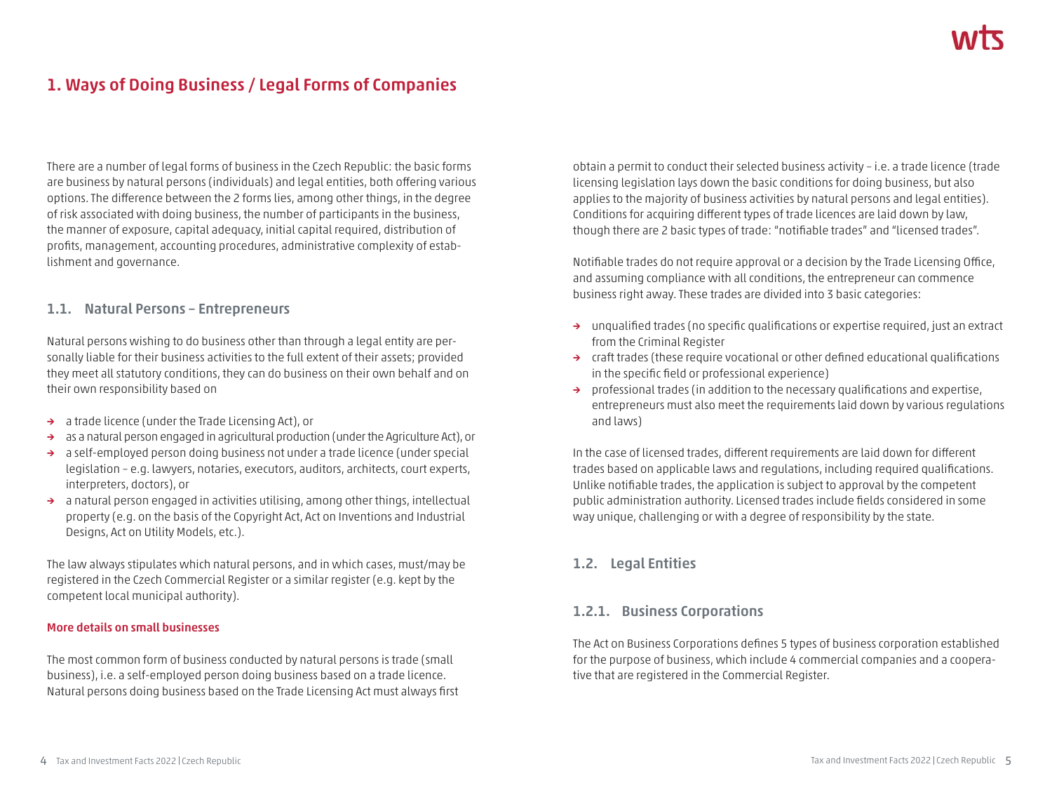# 1. Ways of Doing Business / Legal Forms of Companies

There are a number of legal forms of business in the Czech Republic: the basic forms are business by natural persons (individuals) and legal entities, both offering various options. The difference between the 2 forms lies, among other things, in the degree of risk associated with doing business, the number of participants in the business, the manner of exposure, capital adequacy, initial capital required, distribution of profits, management, accounting procedures, administrative complexity of establishment and governance.

## 1.1. Natural Persons – Entrepreneurs

Natural persons wishing to do business other than through a legal entity are personally liable for their business activities to the full extent of their assets; provided they meet all statutory conditions, they can do business on their own behalf and on their own responsibility based on

- a trade licence (under the Trade Licensing Act), or
- as a natural person engaged in agricultural production (under the Agriculture Act), or
- a self-employed person doing business not under a trade licence (under special legislation – e.g. lawyers, notaries, executors, auditors, architects, court experts, interpreters, doctors), or
- a natural person engaged in activities utilising, among other things, intellectual property (e.g. on the basis of the Copyright Act, Act on Inventions and Industrial Designs, Act on Utility Models, etc.).

The law always stipulates which natural persons, and in which cases, must/may be registered in the Czech Commercial Register or a similar register (e.g. kept by the competent local municipal authority).

**More details on small businesses**

The most common form of business conducted by natural persons is trade (small business), i.e. a self-employed person doing business based on a trade licence. Natural persons doing business based on the Trade Licensing Act must always first obtain a permit to conduct their selected business activity – i.e. a trade licence (trade licensing legislation lays down the basic conditions for doing business, but also applies to the majority of business activities by natural persons and legal entities). Conditions for acquiring different types of trade licences are laid down by law, though there are 2 basic types of trade: "notifiable trades" and "licensed trades".

Notifiable trades do not require approval or a decision by the Trade Licensing Office, and assuming compliance with all conditions, the entrepreneur can commence business right away. These trades are divided into 3 basic categories:

- unqualified trades (no specific qualifications or expertise required, just an extract from the Criminal Register
- craft trades (these require vocational or other defined educational qualifications in the specific field or professional experience)
- professional trades (in addition to the necessary qualifications and expertise, entrepreneurs must also meet the requirements laid down by various regulations and laws)

In the case of licensed trades, different requirements are laid down for different trades based on applicable laws and regulations, including required qualifications. Unlike notifiable trades, the application is subject to approval by the competent public administration authority. Licensed trades include fields considered in some way unique, challenging or with a degree of responsibility by the state.

## 1.2. Legal Entities

### 1.2.1. Business Corporations

The Act on Business Corporations defines 5 types of business corporation established for the purpose of business, which include 4 commercial companies and a cooperative that are registered in the Commercial Register.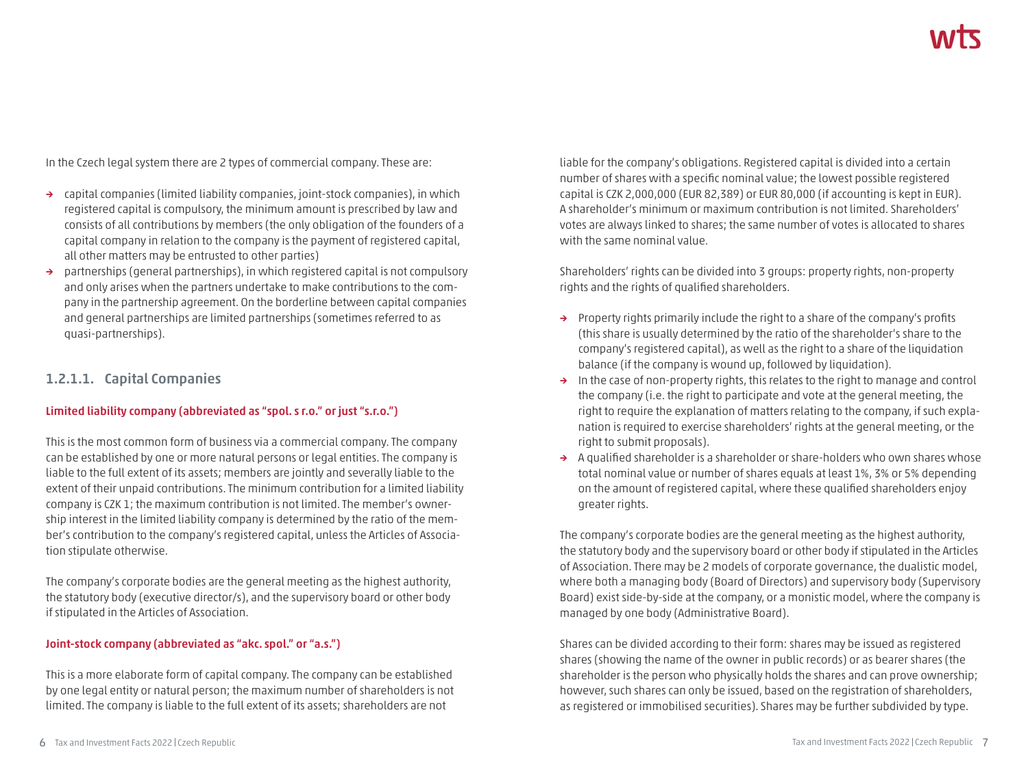In the Czech legal system there are 2 types of commercial company. These are:

- capital companies (limited liability companies, joint-stock companies), in which registered capital is compulsory, the minimum amount is prescribed by law and consists of all contributions by members (the only obligation of the founders of a capital company in relation to the company is the payment of registered capital, all other matters may be entrusted to other parties)
- partnerships (general partnerships), in which registered capital is not compulsory and only arises when the partners undertake to make contributions to the company in the partnership agreement. On the borderline between capital companies and general partnerships are limited partnerships (sometimes referred to as quasi-partnerships).

### 1.2.1.1. Capital Companies

#### Limited liability company (abbreviated as "spol. s r.o." or just "s.r.o.")

This is the most common form of business via a commercial company. The company can be established by one or more natural persons or legal entities. The company is liable to the full extent of its assets; members are jointly and severally liable to the extent of their unpaid contributions. The minimum contribution for a limited liability company is CZK 1; the maximum contribution is not limited. The member's ownership interest in the limited liability company is determined by the ratio of the member's contribution to the company's registered capital, unless the Articles of Association stipulate otherwise.

The company's corporate bodies are the general meeting as the highest authority, the statutory body (executive director/s), and the supervisory board or other body if stipulated in the Articles of Association.

#### Joint-stock company (abbreviated as "akc. spol." or "a.s.")

This is a more elaborate form of capital company. The company can be established by one legal entity or natural person; the maximum number of shareholders is not limited. The company is liable to the full extent of its assets; shareholders are not liable for the company's obligations. Registered capital is divided into a certain number of shares with a specific nominal value; the lowest possible registered capital is CZK 2,000,000 (EUR 82,389) or EUR 80,000 (if accounting is kept in EUR). A shareholder's minimum or maximum contribution is not limited. Shareholders' votes are always linked to shares; the same number of votes is allocated to shares with the same nominal value.

Shareholders' rights can be divided into 3 groups: property rights, non-property rights and the rights of qualified shareholders.

- Property rights primarily include the right to a share of the company's profits (this share is usually determined by the ratio of the shareholder's share to the company's registered capital), as well as the right to a share of the liquidation balance (if the company is wound up, followed by liquidation).
- In the case of non-property rights, this relates to the right to manage and control the company (i.e. the right to participate and vote at the general meeting, the right to require the explanation of matters relating to the company, if such explanation is required to exercise shareholders' rights at the general meeting, or the right to submit proposals).
- A qualified shareholder is a shareholder or share-holders who own shares whose total nominal value or number of shares equals at least 1%, 3% or 5% depending on the amount of registered capital, where these qualified shareholders enjoy greater rights.

The company's corporate bodies are the general meeting as the highest authority, the statutory body and the supervisory board or other body if stipulated in the Articles of Association. There may be 2 models of corporate governance, the dualistic model, where both a managing body (Board of Directors) and supervisory body (Supervisory Board) exist side-by-side at the company, or a monistic model, where the company is managed by one body (Administrative Board).

Shares can be divided according to their form: shares may be issued as registered shares (showing the name of the owner in public records) or as bearer shares (the shareholder is the person who physically holds the shares and can prove ownership; however, such shares can only be issued, based on the registration of shareholders, as registered or immobilised securities). Shares may be further subdivided by type.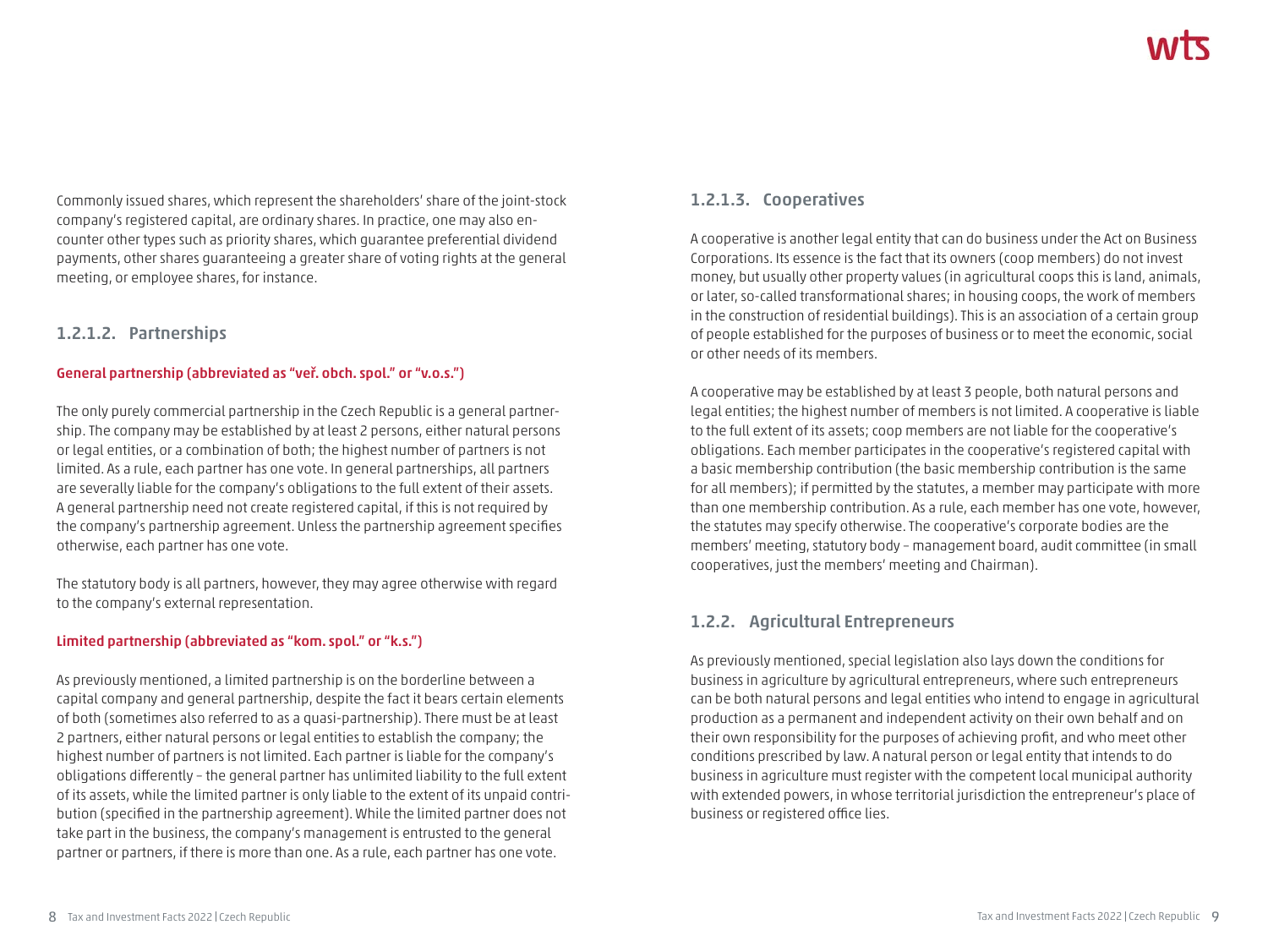Commonly issued shares, which represent the shareholders' share of the joint-stock company's registered capital, are ordinary shares. In practice, one may also encounter other types such as priority shares, which guarantee preferential dividend payments, other shares guaranteeing a greater share of voting rights at the general meeting, or employee shares, for instance.

### 1.2.1.2. Partnerships

**General partnership (abbreviated as "veř. obch. spol." or "v.o.s.")**

The only purely commercial partnership in the Czech Republic is a general partnership. The company may be established by at least 2 persons, either natural persons or legal entities, or a combination of both; the highest number of partners is not limited. As a rule, each partner has one vote. In general partnerships, all partners are severally liable for the company's obligations to the full extent of their assets. A general partnership need not create registered capital, if this is not required by the company's partnership agreement. Unless the partnership agreement specifies otherwise, each partner has one vote.

The statutory body is all partners, however, they may agree otherwise with regard to the company's external representation.

**Limited partnership (abbreviated as "kom. spol." or "k.s.")**

As previously mentioned, a limited partnership is on the borderline between a capital company and general partnership, despite the fact it bears certain elements of both (sometimes also referred to as a quasi-partnership). There must be at least 2 partners, either natural persons or legal entities to establish the company; the highest number of partners is not limited. Each partner is liable for the company's obligations differently – the general partner has unlimited liability to the full extent of its assets, while the limited partner is only liable to the extent of its unpaid contribution (specified in the partnership agreement). While the limited partner does not take part in the business, the company's management is entrusted to the general partner or partners, if there is more than one. As a rule, each partner has one vote.

### 1.2.1.3. Cooperatives

A cooperative is another legal entity that can do business under the Act on Business Corporations. Its essence is the fact that its owners (coop members) do not invest money, but usually other property values (in agricultural coops this is land, animals, or later, so-called transformational shares; in housing coops, the work of members in the construction of residential buildings). This is an association of a certain group of people established for the purposes of business or to meet the economic, social or other needs of its members.

A cooperative may be established by at least 3 people, both natural persons and legal entities; the highest number of members is not limited. A cooperative is liable to the full extent of its assets; coop members are not liable for the cooperative's obligations. Each member participates in the cooperative's registered capital with a basic membership contribution (the basic membership contribution is the same for all members); if permitted by the statutes, a member may participate with more than one membership contribution. As a rule, each member has one vote, however, the statutes may specify otherwise. The cooperative's corporate bodies are the members' meeting, statutory body – management board, audit committee (in small cooperatives, just the members' meeting and Chairman).

## 1.2.2. Agricultural Entrepreneurs

As previously mentioned, special legislation also lays down the conditions for business in agriculture by agricultural entrepreneurs, where such entrepreneurs can be both natural persons and legal entities who intend to engage in agricultural production as a permanent and independent activity on their own behalf and on their own responsibility for the purposes of achieving profit, and who meet other conditions prescribed by law. A natural person or legal entity that intends to do business in agriculture must register with the competent local municipal authority with extended powers, in whose territorial jurisdiction the entrepreneur's place of business or registered office lies.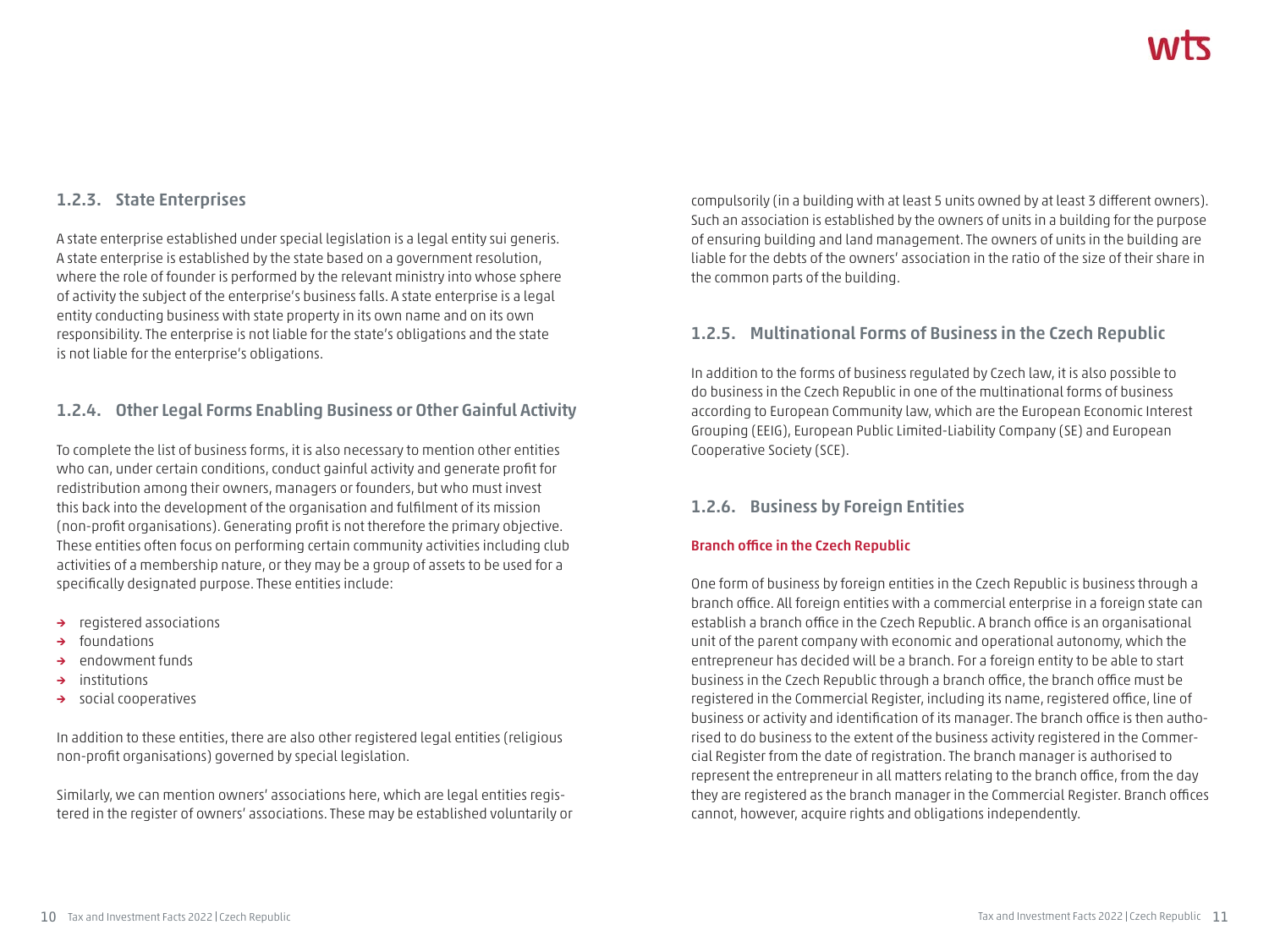### 1.2.3. State Enterprises

A state enterprise established under special legislation is a legal entity sui generis. A state enterprise is established by the state based on a government resolution, where the role of founder is performed by the relevant ministry into whose sphere of activity the subject of the enterprise's business falls. A state enterprise is a legal entity conducting business with state property in its own name and on its own responsibility. The enterprise is not liable for the state's obligations and the state is not liable for the enterprise's obligations.

### 1.2.4. Other Legal Forms Enabling Business or Other Gainful Activity

To complete the list of business forms, it is also necessary to mention other entities who can, under certain conditions, conduct gainful activity and generate profit for redistribution among their owners, managers or founders, but who must invest this back into the development of the organisation and fulfilment of its mission (non-profit organisations). Generating profit is not therefore the primary objective. These entities often focus on performing certain community activities including club activities of a membership nature, or they may be a group of assets to be used for a specifically designated purpose. These entities include:

- registered associations
- foundations
- endowment funds
- institutions
- social cooperatives

In addition to these entities, there are also other registered legal entities (religious non-profit organisations) governed by special legislation.

Similarly, we can mention owners' associations here, which are legal entities registered in the register of owners' associations. These may be established voluntarily or compulsorily (in a building with at least 5 units owned by at least 3 different owners). Such an association is established by the owners of units in a building for the purpose of ensuring building and land management. The owners of units in the building are liable for the debts of the owners' association in the ratio of the size of their share in the common parts of the building.

### 1.2.5. Multinational Forms of Business in the Czech Republic

In addition to the forms of business regulated by Czech law, it is also possible to do business in the Czech Republic in one of the multinational forms of business according to European Community law, which are the European Economic Interest Grouping (EEIG), European Public Limited-Liability Company (SE) and European Cooperative Society (SCE).

### 1.2.6. Business by Foreign Entities

#### Branch office in the Czech Republic

One form of business by foreign entities in the Czech Republic is business through a branch office. All foreign entities with a commercial enterprise in a foreign state can establish a branch office in the Czech Republic. A branch office is an organisational unit of the parent company with economic and operational autonomy, which the entrepreneur has decided will be a branch. For a foreign entity to be able to start business in the Czech Republic through a branch office, the branch office must be registered in the Commercial Register, including its name, registered office, line of business or activity and identification of its manager. The branch office is then authorised to do business to the extent of the business activity registered in the Commercial Register from the date of registration. The branch manager is authorised to represent the entrepreneur in all matters relating to the branch office, from the day they are registered as the branch manager in the Commercial Register. Branch offices cannot, however, acquire rights and obligations independently.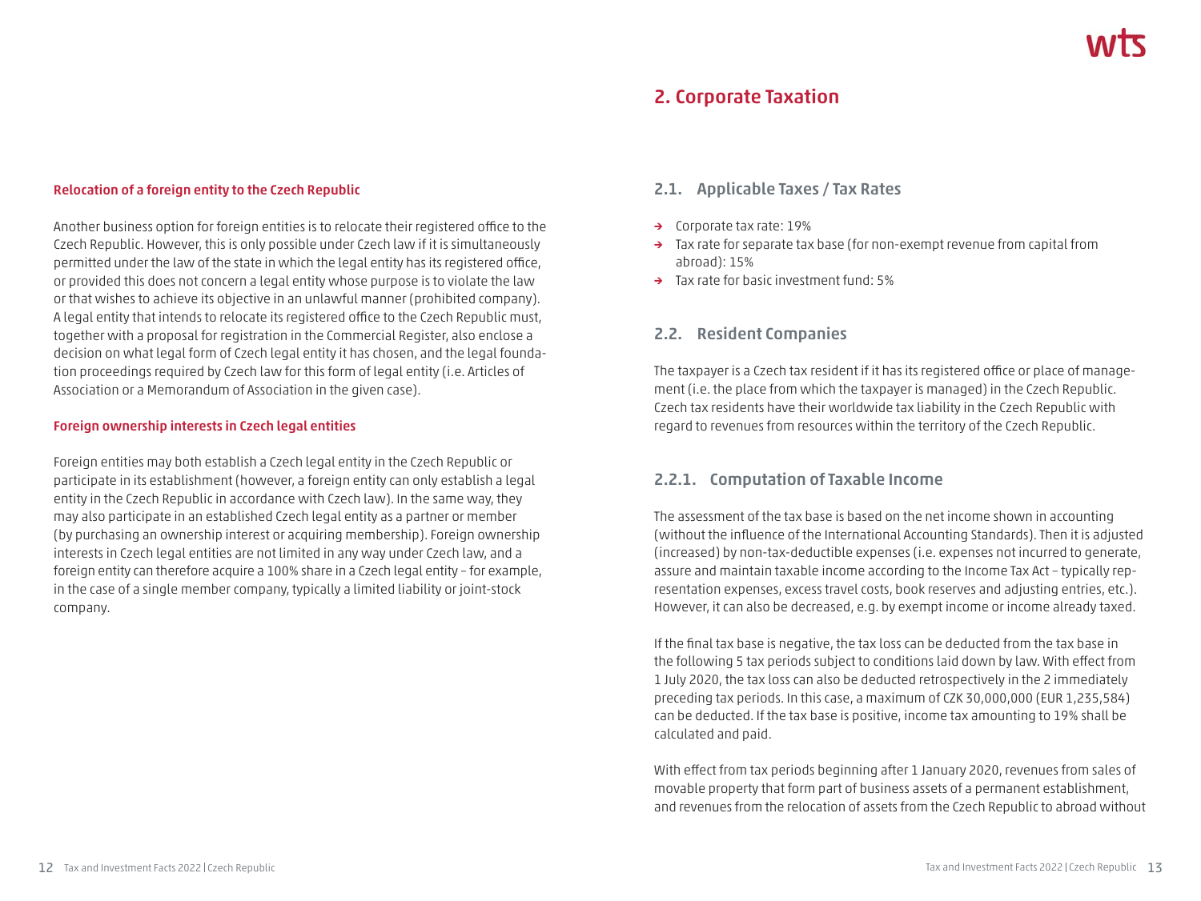### Relocation of a foreign entity to the Czech Republic

Another business option for foreign entities is to relocate their registered office to the Czech Republic. However, this is only possible under Czech law if it is simultaneously permitted under the law of the state in which the legal entity has its registered office, or provided this does not concern a legal entity whose purpose is to violate the law or that wishes to achieve its objective in an unlawful manner (prohibited company). A legal entity that intends to relocate its registered office to the Czech Republic must, together with a proposal for registration in the Commercial Register, also enclose a decision on what legal form of Czech legal entity it has chosen, and the legal foundation proceedings required by Czech law for this form of legal entity (i.e. Articles of Association or a Memorandum of Association in the given case).

### Foreign ownership interests in Czech legal entities

Foreign entities may both establish a Czech legal entity in the Czech Republic or participate in its establishment (however, a foreign entity can only establish a legal entity in the Czech Republic in accordance with Czech law). In the same way, they may also participate in an established Czech legal entity as a partner or member (by purchasing an ownership interest or acquiring membership). Foreign ownership interests in Czech legal entities are not limited in any way under Czech law, and a foreign entity can therefore acquire a 100% share in a Czech legal entity – for example, in the case of a single member company, typically a limited liability or joint-stock company.

# 2. Corporate Taxation

## 2.1. Applicable Taxes / Tax Rates

- Corporate tax rate: 19%
- Tax rate for separate tax base (for non-exempt revenue from capital from abroad): 15%
- Tax rate for basic investment fund: 5%

## 2.2. Resident Companies

The taxpayer is a Czech tax resident if it has its registered office or place of management (i.e. the place from which the taxpayer is managed) in the Czech Republic. Czech tax residents have their worldwide tax liability in the Czech Republic with regard to revenues from resources within the territory of the Czech Republic.

### 2.2.1. Computation of Taxable Income

The assessment of the tax base is based on the net income shown in accounting (without the influence of the International Accounting Standards). Then it is adjusted (increased) by non-tax-deductible expenses (i.e. expenses not incurred to generate, assure and maintain taxable income according to the Income Tax Act – typically representation expenses, excess travel costs, book reserves and adjusting entries, etc.). However, it can also be decreased, e.g. by exempt income or income already taxed.

If the final tax base is negative, the tax loss can be deducted from the tax base in the following 5 tax periods subject to conditions laid down by law. With effect from 1 July 2020, the tax loss can also be deducted retrospectively in the 2 immediately preceding tax periods. In this case, a maximum of CZK 30,000,000 (EUR 1,235,584) can be deducted. If the tax base is positive, income tax amounting to 19% shall be calculated and paid.

With effect from tax periods beginning after 1 January 2020, revenues from sales of movable property that form part of business assets of a permanent establishment, and revenues from the relocation of assets from the Czech Republic to abroad without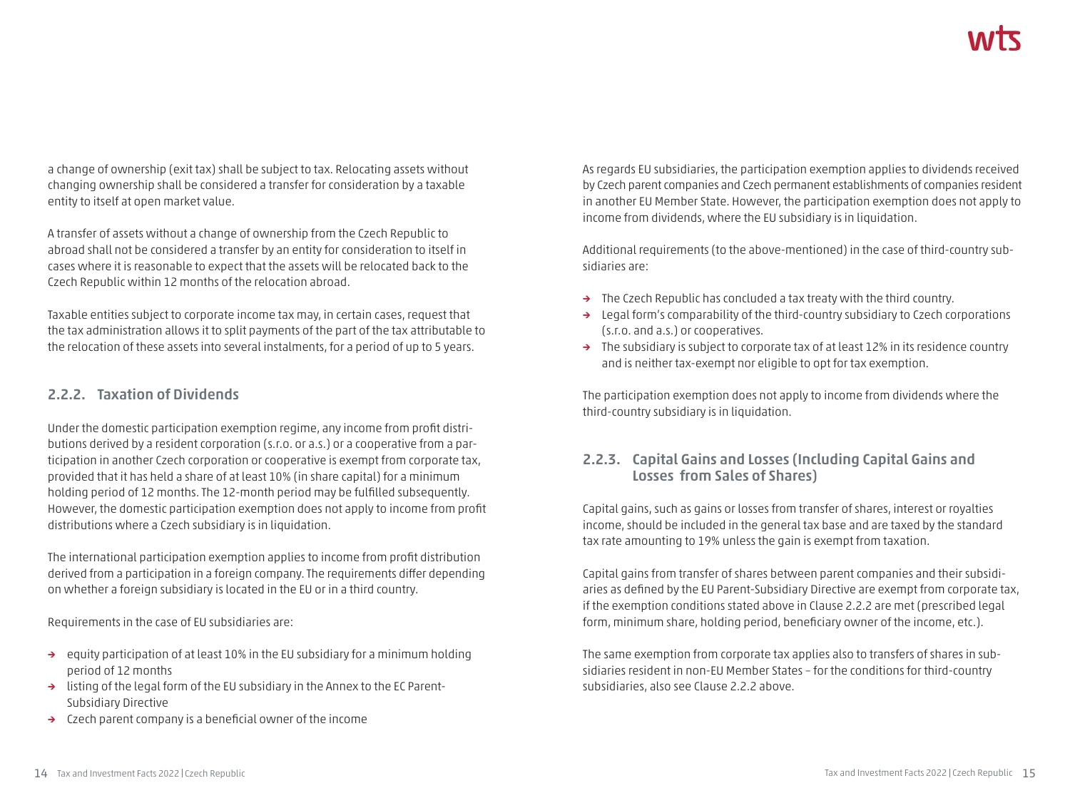a change of ownership (exit tax) shall be subject to tax. Relocating assets without changing ownership shall be considered a transfer for consideration by a taxable entity to itself at open market value.

A transfer of assets without a change of ownership from the Czech Republic to abroad shall not be considered a transfer by an entity for consideration to itself in cases where it is reasonable to expect that the assets will be relocated back to the Czech Republic within 12 months of the relocation abroad.

Taxable entities subject to corporate income tax may, in certain cases, request that the tax administration allows it to split payments of the part of the tax attributable to the relocation of these assets into several instalments, for a period of up to 5 years.

### 2.2.2. Taxation of Dividends

Under the domestic participation exemption regime, any income from profit distributions derived by a resident corporation (s.r.o. or a.s.) or a cooperative from a participation in another Czech corporation or cooperative is exempt from corporate tax, provided that it has held a share of at least 10% (in share capital) for a minimum holding period of 12 months. The 12-month period may be fulfilled subsequently. However, the domestic participation exemption does not apply to income from profit distributions where a Czech subsidiary is in liquidation.

The international participation exemption applies to income from profit distribution derived from a participation in a foreign company. The requirements differ depending on whether a foreign subsidiary is located in the EU or in a third country.

Requirements in the case of EU subsidiaries are:

- equity participation of at least 10% in the EU subsidiary for a minimum holding period of 12 months
- listing of the legal form of the EU subsidiary in the Annex to the EC Parent-Subsidiary Directive
- Czech parent company is a beneficial owner of the income

As regards EU subsidiaries, the participation exemption applies to dividends received by Czech parent companies and Czech permanent establishments of companies resident in another EU Member State. However, the participation exemption does not apply to income from dividends, where the EU subsidiary is in liquidation.

Additional requirements (to the above-mentioned) in the case of third-country subsidiaries are:

- The Czech Republic has concluded a tax treaty with the third country.
- Legal form's comparability of the third-country subsidiary to Czech corporations (s.r.o. and a.s.) or cooperatives.
- The subsidiary is subject to corporate tax of at least 12% in its residence country and is neither tax-exempt nor eligible to opt for tax exemption.

The participation exemption does not apply to income from dividends where the third-country subsidiary is in liquidation.

### 2.2.3. Capital Gains and Losses (Including Capital Gains and Losses from Sales of Shares)

Capital gains, such as gains or losses from transfer of shares, interest or royalties income, should be included in the general tax base and are taxed by the standard tax rate amounting to 19% unless the gain is exempt from taxation.

Capital gains from transfer of shares between parent companies and their subsidiaries as defined by the EU Parent-Subsidiary Directive are exempt from corporate tax, if the exemption conditions stated above in Clause 2.2.2 are met (prescribed legal form, minimum share, holding period, beneficiary owner of the income, etc.).

The same exemption from corporate tax applies also to transfers of shares in subsidiaries resident in non-EU Member States – for the conditions for third-country subsidiaries, also see Clause 2.2.2 above.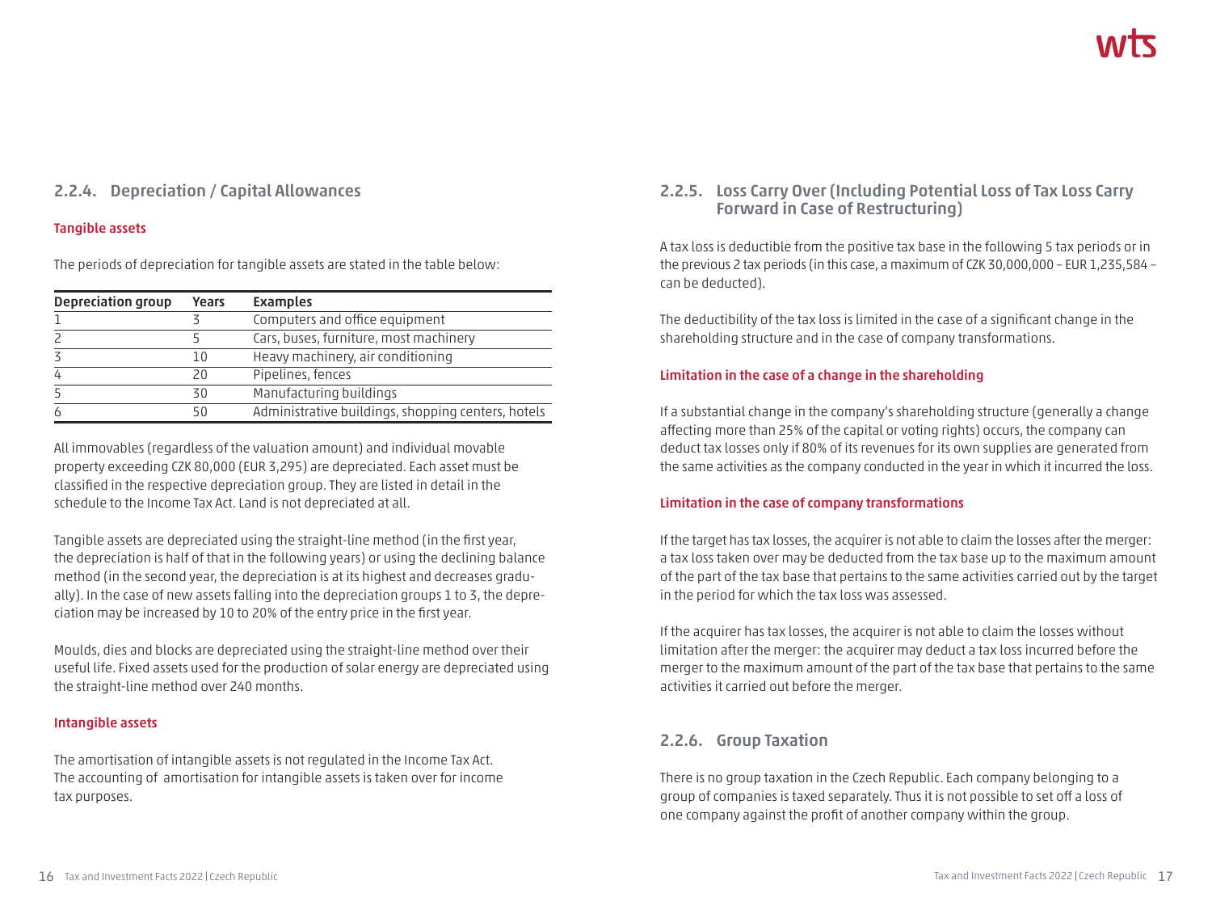### 2.2.4. Depreciation / Capital Allowances

#### Tangible assets

The periods of depreciation for tangible assets are stated in the table below:

| Depreciation group | Years | Examples |
|---|---|---|
| 1 | 3 | Computers and office equipment |
| 2 | 5 | Cars, buses, furniture, most machinery |
| 3 | 10 | Heavy machinery, air conditioning |
| 4 | 20 | Pipelines, fences |
| 5 | 30 | Manufacturing buildings |
| 6 | 50 | Administrative buildings, shopping centers, hotels |

All immovables (regardless of the valuation amount) and individual movable property exceeding CZK 80,000 (EUR 3,295) are depreciated. Each asset must be classified in the respective depreciation group. They are listed in detail in the schedule to the Income Tax Act. Land is not depreciated at all.

Tangible assets are depreciated using the straight-line method (in the first year, the depreciation is half of that in the following years) or using the declining balance method (in the second year, the depreciation is at its highest and decreases gradually). In the case of new assets falling into the depreciation groups 1 to 3, the depreciation may be increased by 10 to 20% of the entry price in the first year.

Moulds, dies and blocks are depreciated using the straight-line method over their useful life. Fixed assets used for the production of solar energy are depreciated using the straight-line method over 240 months.

#### Intangible assets

The amortisation of intangible assets is not regulated in the Income Tax Act. The accounting of amortisation for intangible assets is taken over for income tax purposes.

### 2.2.5. Loss Carry Over (Including Potential Loss of Tax Loss Carry Forward in Case of Restructuring)

A tax loss is deductible from the positive tax base in the following 5 tax periods or in the previous 2 tax periods (in this case, a maximum of CZK 30,000,000 – EUR 1,235,584 – can be deducted).

The deductibility of the tax loss is limited in the case of a significant change in the shareholding structure and in the case of company transformations.

#### Limitation in the case of a change in the shareholding

If a substantial change in the company's shareholding structure (generally a change affecting more than 25% of the capital or voting rights) occurs, the company can deduct tax losses only if 80% of its revenues for its own supplies are generated from the same activities as the company conducted in the year in which it incurred the loss.

#### Limitation in the case of company transformations

If the target has tax losses, the acquirer is not able to claim the losses after the merger: a tax loss taken over may be deducted from the tax base up to the maximum amount of the part of the tax base that pertains to the same activities carried out by the target in the period for which the tax loss was assessed.

If the acquirer has tax losses, the acquirer is not able to claim the losses without limitation after the merger: the acquirer may deduct a tax loss incurred before the merger to the maximum amount of the part of the tax base that pertains to the same activities it carried out before the merger.

### 2.2.6. Group Taxation

There is no group taxation in the Czech Republic. Each company belonging to a group of companies is taxed separately. Thus it is not possible to set off a loss of one company against the profit of another company within the group.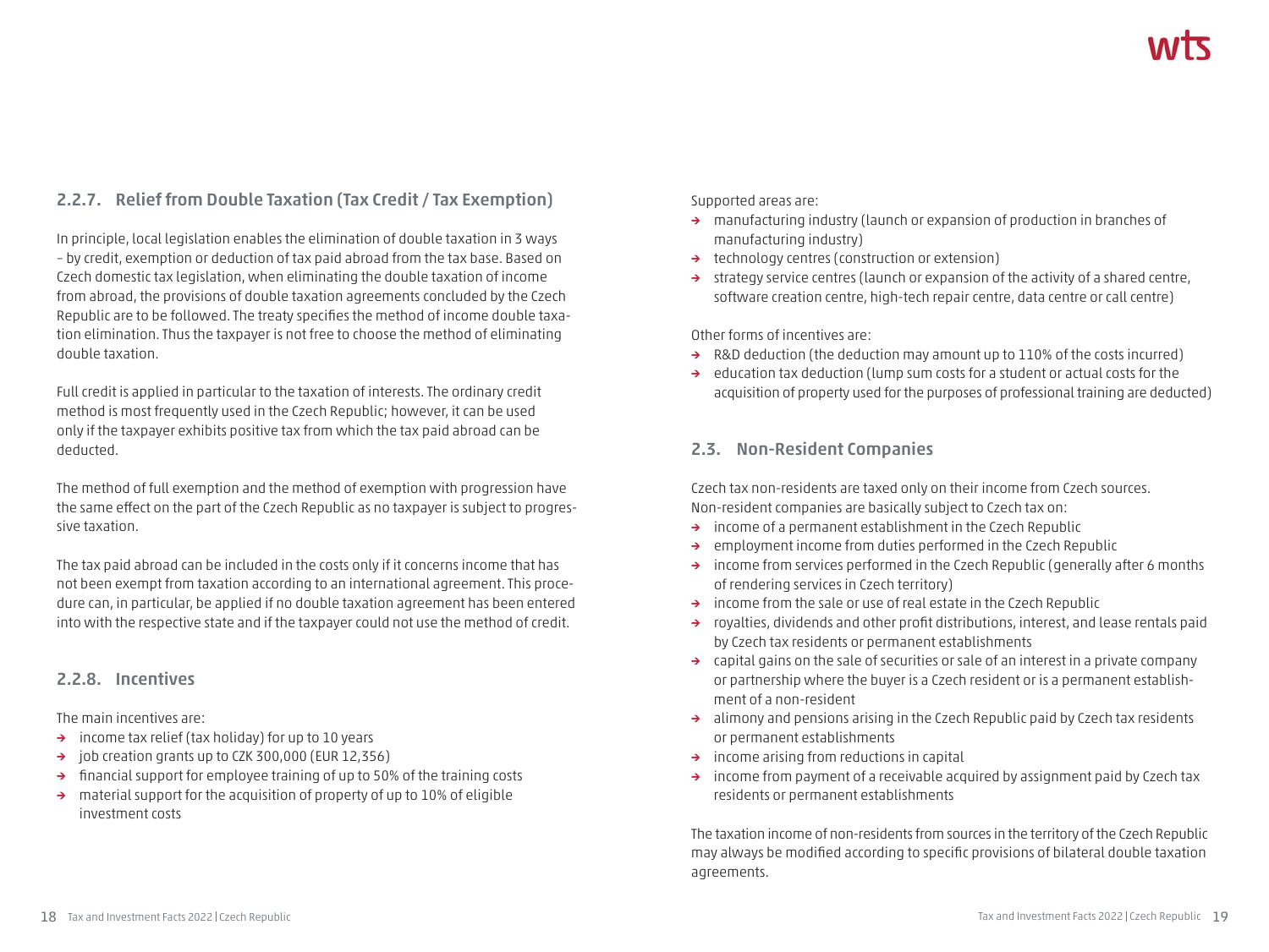### 2.2.7. Relief from Double Taxation (Tax Credit / Tax Exemption)

In principle, local legislation enables the elimination of double taxation in 3 ways – by credit, exemption or deduction of tax paid abroad from the tax base. Based on Czech domestic tax legislation, when eliminating the double taxation of income from abroad, the provisions of double taxation agreements concluded by the Czech Republic are to be followed. The treaty specifies the method of income double taxation elimination. Thus the taxpayer is not free to choose the method of eliminating double taxation.

Full credit is applied in particular to the taxation of interests. The ordinary credit method is most frequently used in the Czech Republic; however, it can be used only if the taxpayer exhibits positive tax from which the tax paid abroad can be deducted.

The method of full exemption and the method of exemption with progression have the same effect on the part of the Czech Republic as no taxpayer is subject to progressive taxation.

The tax paid abroad can be included in the costs only if it concerns income that has not been exempt from taxation according to an international agreement. This procedure can, in particular, be applied if no double taxation agreement has been entered into with the respective state and if the taxpayer could not use the method of credit.

### 2.2.8. Incentives

The main incentives are:

- income tax relief (tax holiday) for up to 10 years
- job creation grants up to CZK 300,000 (EUR 12,356)
- financial support for employee training of up to 50% of the training costs
- material support for the acquisition of property of up to 10% of eligible investment costs

Supported areas are:

- manufacturing industry (launch or expansion of production in branches of manufacturing industry)
- technology centres (construction or extension)
- strategy service centres (launch or expansion of the activity of a shared centre, software creation centre, high-tech repair centre, data centre or call centre)

Other forms of incentives are:

- R&D deduction (the deduction may amount up to 110% of the costs incurred)
- education tax deduction (lump sum costs for a student or actual costs for the acquisition of property used for the purposes of professional training are deducted)

## 2.3. Non-Resident Companies

Czech tax non-residents are taxed only on their income from Czech sources. Non-resident companies are basically subject to Czech tax on:

- income of a permanent establishment in the Czech Republic
- employment income from duties performed in the Czech Republic
- income from services performed in the Czech Republic (generally after 6 months of rendering services in Czech territory)
- income from the sale or use of real estate in the Czech Republic
- royalties, dividends and other profit distributions, interest, and lease rentals paid by Czech tax residents or permanent establishments
- capital gains on the sale of securities or sale of an interest in a private company or partnership where the buyer is a Czech resident or is a permanent establishment of a non-resident
- alimony and pensions arising in the Czech Republic paid by Czech tax residents or permanent establishments
- income arising from reductions in capital
- income from payment of a receivable acquired by assignment paid by Czech tax residents or permanent establishments

The taxation income of non-residents from sources in the territory of the Czech Republic may always be modified according to specific provisions of bilateral double taxation agreements.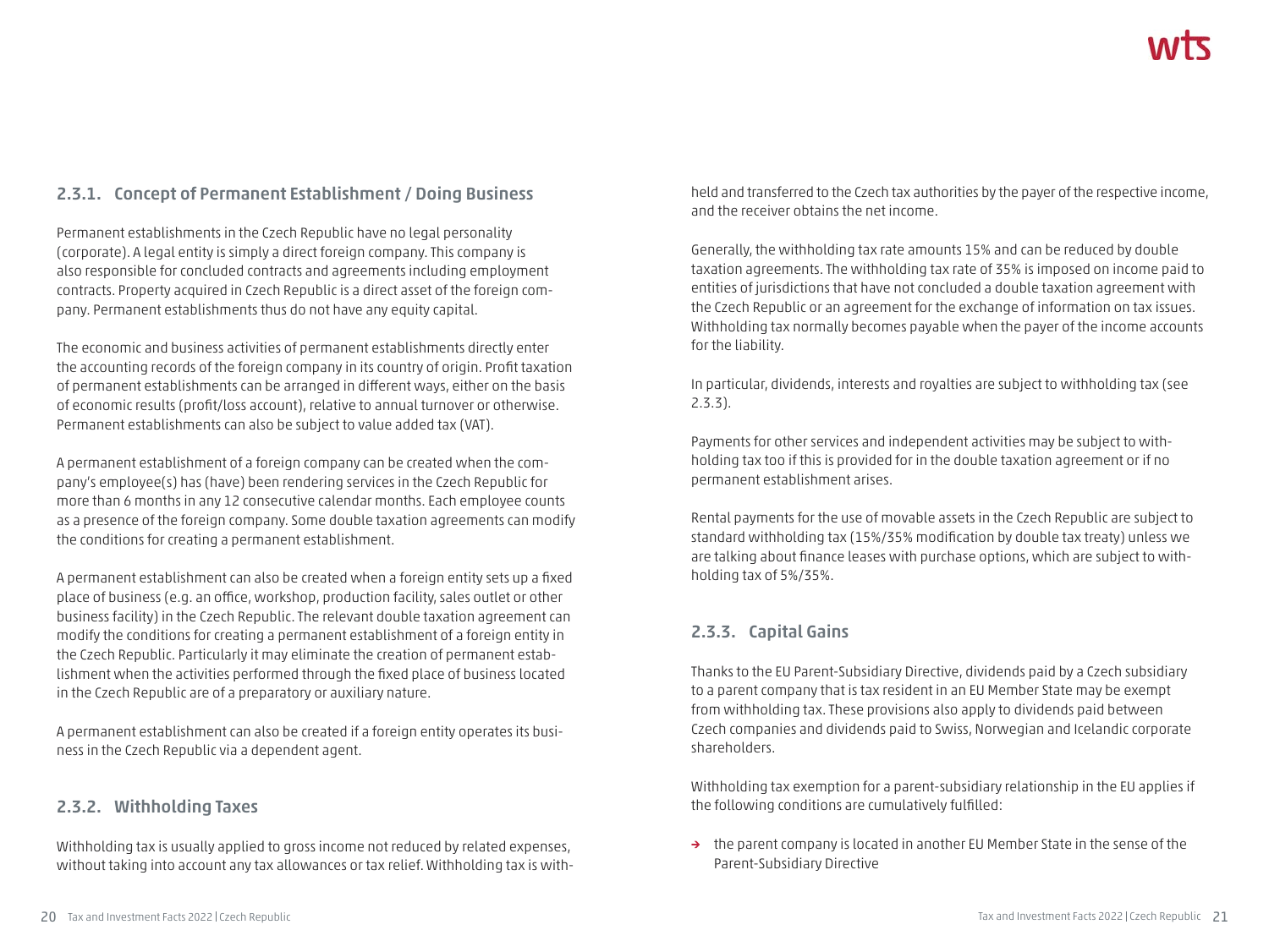### 2.3.1. Concept of Permanent Establishment / Doing Business

Permanent establishments in the Czech Republic have no legal personality (corporate). A legal entity is simply a direct foreign company. This company is also responsible for concluded contracts and agreements including employment contracts. Property acquired in Czech Republic is a direct asset of the foreign company. Permanent establishments thus do not have any equity capital.

The economic and business activities of permanent establishments directly enter the accounting records of the foreign company in its country of origin. Profit taxation of permanent establishments can be arranged in different ways, either on the basis of economic results (profit/loss account), relative to annual turnover or otherwise. Permanent establishments can also be subject to value added tax (VAT).

A permanent establishment of a foreign company can be created when the company's employee(s) has (have) been rendering services in the Czech Republic for more than 6 months in any 12 consecutive calendar months. Each employee counts as a presence of the foreign company. Some double taxation agreements can modify the conditions for creating a permanent establishment.

A permanent establishment can also be created when a foreign entity sets up a fixed place of business (e.g. an office, workshop, production facility, sales outlet or other business facility) in the Czech Republic. The relevant double taxation agreement can modify the conditions for creating a permanent establishment of a foreign entity in the Czech Republic. Particularly it may eliminate the creation of permanent establishment when the activities performed through the fixed place of business located in the Czech Republic are of a preparatory or auxiliary nature.

A permanent establishment can also be created if a foreign entity operates its business in the Czech Republic via a dependent agent.

### 2.3.2. Withholding Taxes

Withholding tax is usually applied to gross income not reduced by related expenses, without taking into account any tax allowances or tax relief. Withholding tax is withheld and transferred to the Czech tax authorities by the payer of the respective income, and the receiver obtains the net income.

Generally, the withholding tax rate amounts 15% and can be reduced by double taxation agreements. The withholding tax rate of 35% is imposed on income paid to entities of jurisdictions that have not concluded a double taxation agreement with the Czech Republic or an agreement for the exchange of information on tax issues. Withholding tax normally becomes payable when the payer of the income accounts for the liability.

In particular, dividends, interests and royalties are subject to withholding tax (see 2.3.3).

Payments for other services and independent activities may be subject to withholding tax too if this is provided for in the double taxation agreement or if no permanent establishment arises.

Rental payments for the use of movable assets in the Czech Republic are subject to standard withholding tax (15%/35% modification by double tax treaty) unless we are talking about finance leases with purchase options, which are subject to withholding tax of 5%/35%.

### 2.3.3. Capital Gains

Thanks to the EU Parent-Subsidiary Directive, dividends paid by a Czech subsidiary to a parent company that is tax resident in an EU Member State may be exempt from withholding tax. These provisions also apply to dividends paid between Czech companies and dividends paid to Swiss, Norwegian and Icelandic corporate shareholders.

Withholding tax exemption for a parent-subsidiary relationship in the EU applies if the following conditions are cumulatively fulfilled:

- the parent company is located in another EU Member State in the sense of the Parent-Subsidiary Directive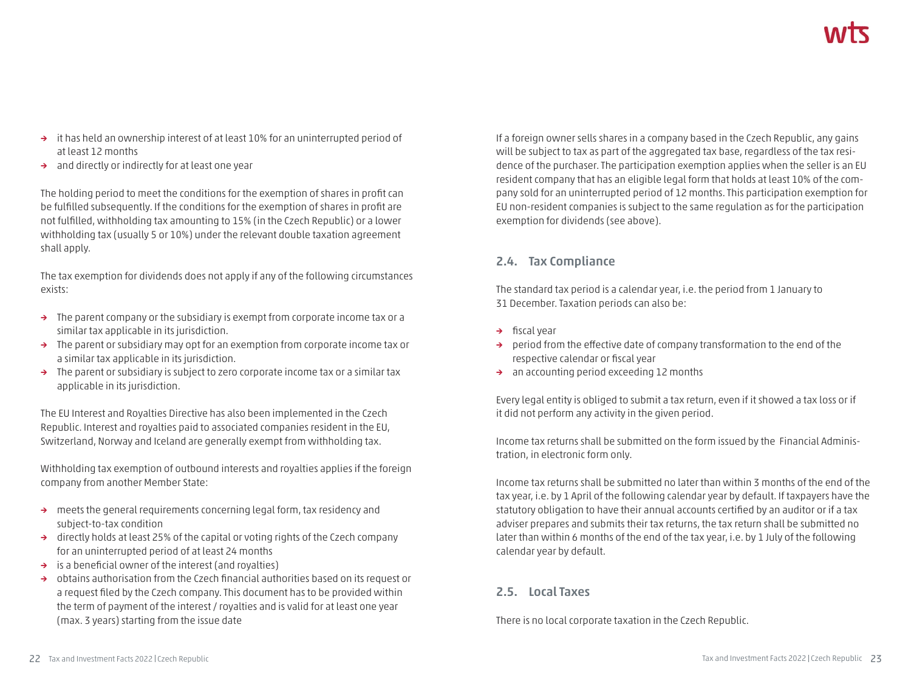- it has held an ownership interest of at least 10% for an uninterrupted period of at least 12 months
- and directly or indirectly for at least one year

The holding period to meet the conditions for the exemption of shares in profit can be fulfilled subsequently. If the conditions for the exemption of shares in profit are not fulfilled, withholding tax amounting to 15% (in the Czech Republic) or a lower withholding tax (usually 5 or 10%) under the relevant double taxation agreement shall apply.

The tax exemption for dividends does not apply if any of the following circumstances exists:

- The parent company or the subsidiary is exempt from corporate income tax or a similar tax applicable in its jurisdiction.
- The parent or subsidiary may opt for an exemption from corporate income tax or a similar tax applicable in its jurisdiction.
- The parent or subsidiary is subject to zero corporate income tax or a similar tax applicable in its jurisdiction.

The EU Interest and Royalties Directive has also been implemented in the Czech Republic. Interest and royalties paid to associated companies resident in the EU, Switzerland, Norway and Iceland are generally exempt from withholding tax.

Withholding tax exemption of outbound interests and royalties applies if the foreign company from another Member State:

- meets the general requirements concerning legal form, tax residency and subject-to-tax condition
- directly holds at least 25% of the capital or voting rights of the Czech company for an uninterrupted period of at least 24 months
- is a beneficial owner of the interest (and royalties)
- obtains authorisation from the Czech financial authorities based on its request or a request filed by the Czech company. This document has to be provided within the term of payment of the interest / royalties and is valid for at least one year (max. 3 years) starting from the issue date

If a foreign owner sells shares in a company based in the Czech Republic, any gains will be subject to tax as part of the aggregated tax base, regardless of the tax residence of the purchaser. The participation exemption applies when the seller is an EU resident company that has an eligible legal form that holds at least 10% of the company sold for an uninterrupted period of 12 months. This participation exemption for EU non-resident companies is subject to the same regulation as for the participation exemption for dividends (see above).

## 2.4. Tax Compliance

The standard tax period is a calendar year, i.e. the period from 1 January to 31 December. Taxation periods can also be:

- fiscal year
- period from the effective date of company transformation to the end of the respective calendar or fiscal year
- an accounting period exceeding 12 months

Every legal entity is obliged to submit a tax return, even if it showed a tax loss or if it did not perform any activity in the given period.

Income tax returns shall be submitted on the form issued by the Financial Administration, in electronic form only.

Income tax returns shall be submitted no later than within 3 months of the end of the tax year, i.e. by 1 April of the following calendar year by default. If taxpayers have the statutory obligation to have their annual accounts certified by an auditor or if a tax adviser prepares and submits their tax returns, the tax return shall be submitted no later than within 6 months of the end of the tax year, i.e. by 1 July of the following calendar year by default.

## 2.5. Local Taxes

There is no local corporate taxation in the Czech Republic.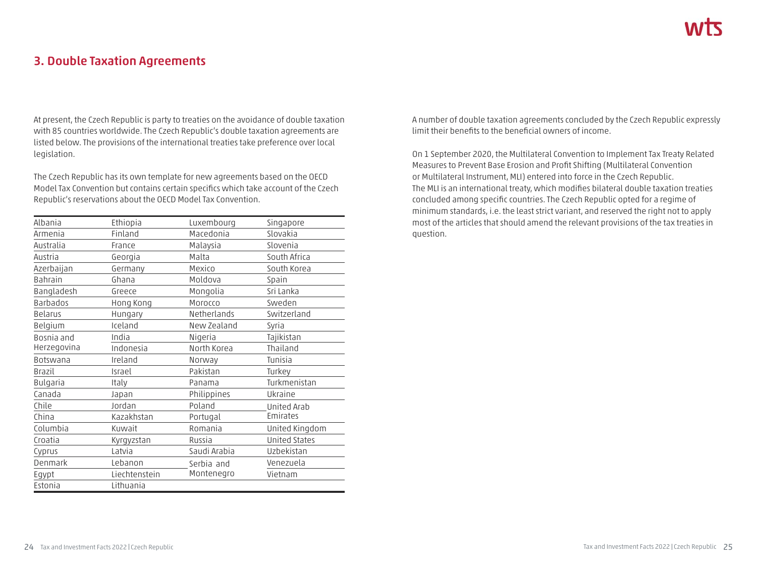## 3. Double Taxation Agreements

At present, the Czech Republic is party to treaties on the avoidance of double taxation with 85 countries worldwide. The Czech Republic's double taxation agreements are listed below. The provisions of the international treaties take preference over local legislation.

The Czech Republic has its own template for new agreements based on the OECD Model Tax Convention but contains certain specifics which take account of the Czech Republic's reservations about the OECD Model Tax Convention.

| | | | |
|---|---|---|---|
| Albania | Ethiopia | Luxembourg | Singapore |
| Armenia | Finland | Macedonia | Slovakia |
| Australia | France | Malaysia | Slovenia |
| Austria | Georgia | Malta | South Africa |
| Azerbaijan | Germany | Mexico | South Korea |
| Bahrain | Ghana | Moldova | Spain |
| Bangladesh | Greece | Mongolia | Sri Lanka |
| Barbados | Hong Kong | Morocco | Sweden |
| Belarus | Hungary | Netherlands | Switzerland |
| Belgium | Iceland | New Zealand | Syria |
| Bosnia and Herzegovina | India | Nigeria | Tajikistan |
| | Indonesia | North Korea | Thailand |
| Botswana | Ireland | Norway | Tunisia |
| Brazil | Israel | Pakistan | Turkey |
| Bulgaria | Italy | Panama | Turkmenistan |
| Canada | Japan | Philippines | Ukraine |
| Chile | Jordan | Poland | United Arab Emirates |
| China | Kazakhstan | Portugal | |
| Columbia | Kuwait | Romania | United Kingdom |
| Croatia | Kyrgyzstan | Russia | United States |
| Cyprus | Latvia | Saudi Arabia | Uzbekistan |
| Denmark | Lebanon | Serbia and Montenegro | Venezuela |
| Egypt | Liechtenstein | | Vietnam |
| Estonia | Lithuania | | |

A number of double taxation agreements concluded by the Czech Republic expressly limit their benefits to the beneficial owners of income.

On 1 September 2020, the Multilateral Convention to Implement Tax Treaty Related Measures to Prevent Base Erosion and Profit Shifting (Multilateral Convention or Multilateral Instrument, MLI) entered into force in the Czech Republic. The MLI is an international treaty, which modifies bilateral double taxation treaties concluded among specific countries. The Czech Republic opted for a regime of minimum standards, i.e. the least strict variant, and reserved the right not to apply most of the articles that should amend the relevant provisions of the tax treaties in question.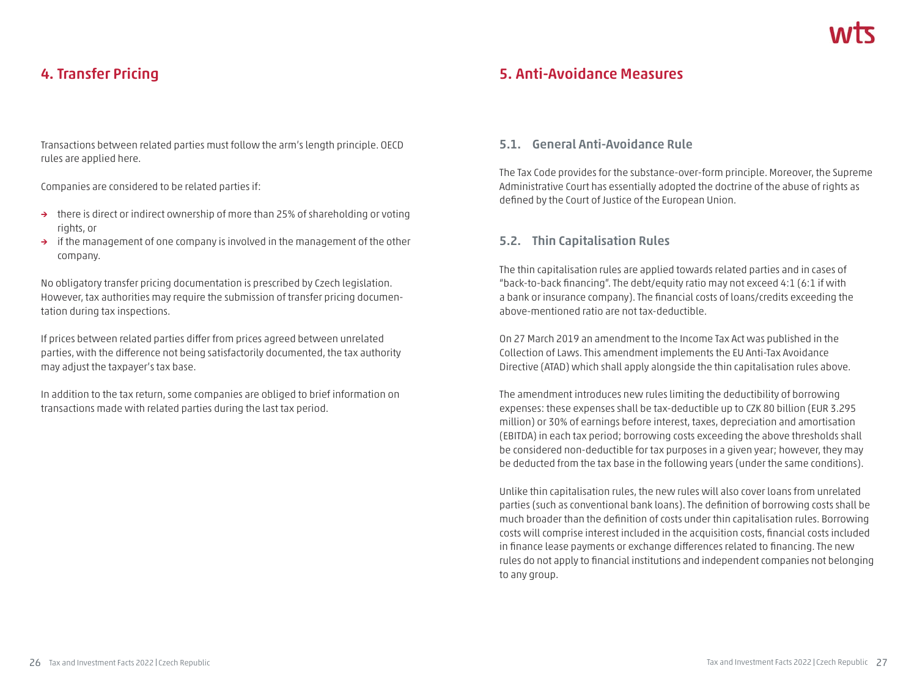## 4. Transfer Pricing

Transactions between related parties must follow the arm's length principle. OECD rules are applied here.

Companies are considered to be related parties if:

- there is direct or indirect ownership of more than 25% of shareholding or voting rights, or
- if the management of one company is involved in the management of the other company.

No obligatory transfer pricing documentation is prescribed by Czech legislation. However, tax authorities may require the submission of transfer pricing documentation during tax inspections.

If prices between related parties differ from prices agreed between unrelated parties, with the difference not being satisfactorily documented, the tax authority may adjust the taxpayer's tax base.

In addition to the tax return, some companies are obliged to brief information on transactions made with related parties during the last tax period.

## 5. Anti-Avoidance Measures

### 5.1. General Anti-Avoidance Rule

The Tax Code provides for the substance-over-form principle. Moreover, the Supreme Administrative Court has essentially adopted the doctrine of the abuse of rights as defined by the Court of Justice of the European Union.

### 5.2. Thin Capitalisation Rules

The thin capitalisation rules are applied towards related parties and in cases of "back-to-back financing". The debt/equity ratio may not exceed 4:1 (6:1 if with a bank or insurance company). The financial costs of loans/credits exceeding the above-mentioned ratio are not tax-deductible.

On 27 March 2019 an amendment to the Income Tax Act was published in the Collection of Laws. This amendment implements the EU Anti-Tax Avoidance Directive (ATAD) which shall apply alongside the thin capitalisation rules above.

The amendment introduces new rules limiting the deductibility of borrowing expenses: these expenses shall be tax-deductible up to CZK 80 billion (EUR 3.295 million) or 30% of earnings before interest, taxes, depreciation and amortisation (EBITDA) in each tax period; borrowing costs exceeding the above thresholds shall be considered non-deductible for tax purposes in a given year; however, they may be deducted from the tax base in the following years (under the same conditions).

Unlike thin capitalisation rules, the new rules will also cover loans from unrelated parties (such as conventional bank loans). The definition of borrowing costs shall be much broader than the definition of costs under thin capitalisation rules. Borrowing costs will comprise interest included in the acquisition costs, financial costs included in finance lease payments or exchange differences related to financing. The new rules do not apply to financial institutions and independent companies not belonging to any group.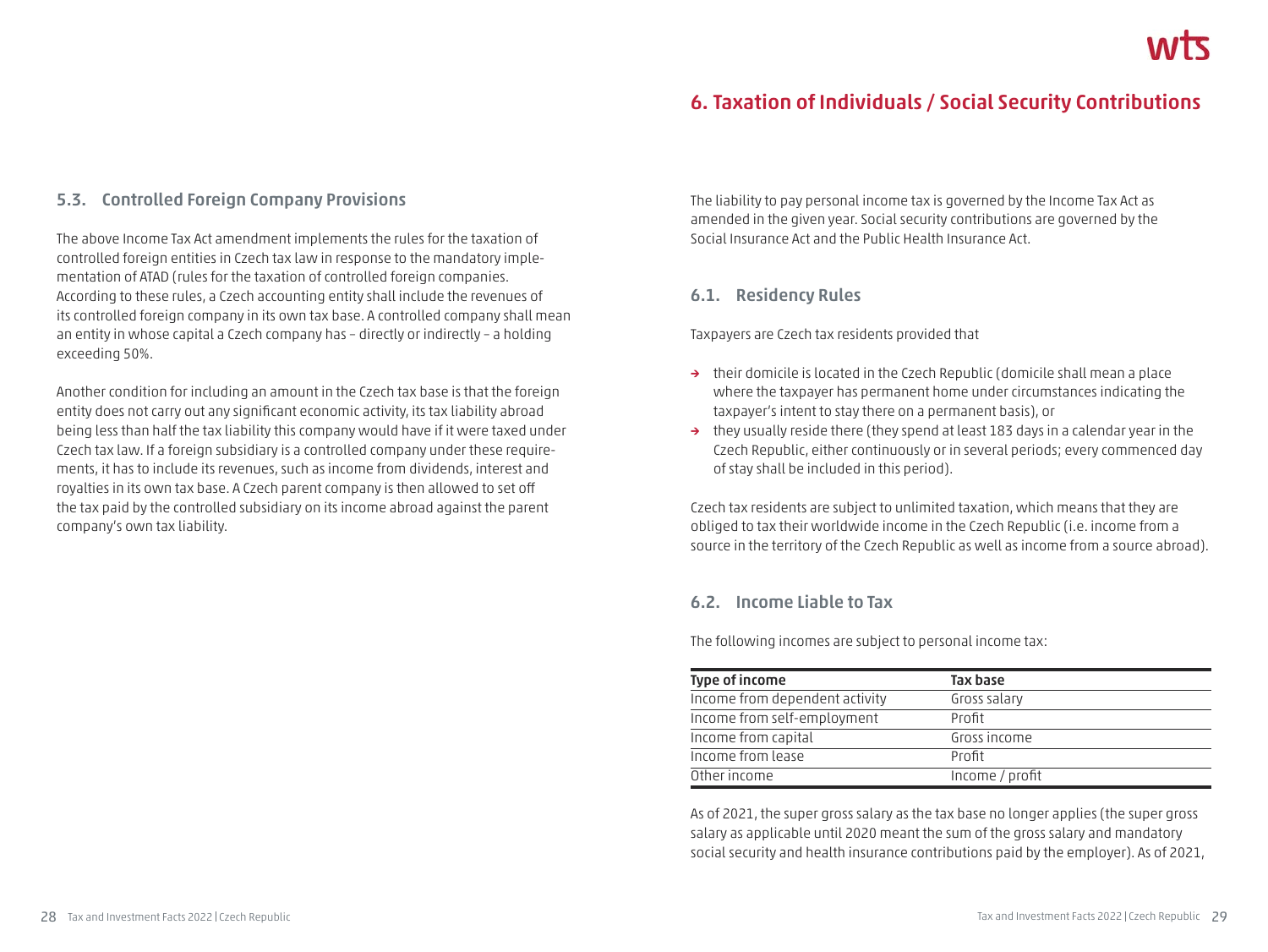### 5.3. Controlled Foreign Company Provisions

The above Income Tax Act amendment implements the rules for the taxation of controlled foreign entities in Czech tax law in response to the mandatory implementation of ATAD (rules for the taxation of controlled foreign companies. According to these rules, a Czech accounting entity shall include the revenues of its controlled foreign company in its own tax base. A controlled company shall mean an entity in whose capital a Czech company has – directly or indirectly – a holding exceeding 50%.

Another condition for including an amount in the Czech tax base is that the foreign entity does not carry out any significant economic activity, its tax liability abroad being less than half the tax liability this company would have if it were taxed under Czech tax law. If a foreign subsidiary is a controlled company under these requirements, it has to include its revenues, such as income from dividends, interest and royalties in its own tax base. A Czech parent company is then allowed to set off the tax paid by the controlled subsidiary on its income abroad against the parent company's own tax liability.

## 6. Taxation of Individuals / Social Security Contributions

The liability to pay personal income tax is governed by the Income Tax Act as amended in the given year. Social security contributions are governed by the Social Insurance Act and the Public Health Insurance Act.

### 6.1. Residency Rules

Taxpayers are Czech tax residents provided that

- their domicile is located in the Czech Republic (domicile shall mean a place where the taxpayer has permanent home under circumstances indicating the taxpayer's intent to stay there on a permanent basis), or
- they usually reside there (they spend at least 183 days in a calendar year in the Czech Republic, either continuously or in several periods; every commenced day of stay shall be included in this period).

Czech tax residents are subject to unlimited taxation, which means that they are obliged to tax their worldwide income in the Czech Republic (i.e. income from a source in the territory of the Czech Republic as well as income from a source abroad).

### 6.2. Income Liable to Tax

The following incomes are subject to personal income tax:

| Type of income | Tax base |
|---|---|
| Income from dependent activity | Gross salary |
| Income from self-employment | Profit |
| Income from capital | Gross income |
| Income from lease | Profit |
| Other income | Income / profit |

As of 2021, the super gross salary as the tax base no longer applies (the super gross salary as applicable until 2020 meant the sum of the gross salary and mandatory social security and health insurance contributions paid by the employer). As of 2021,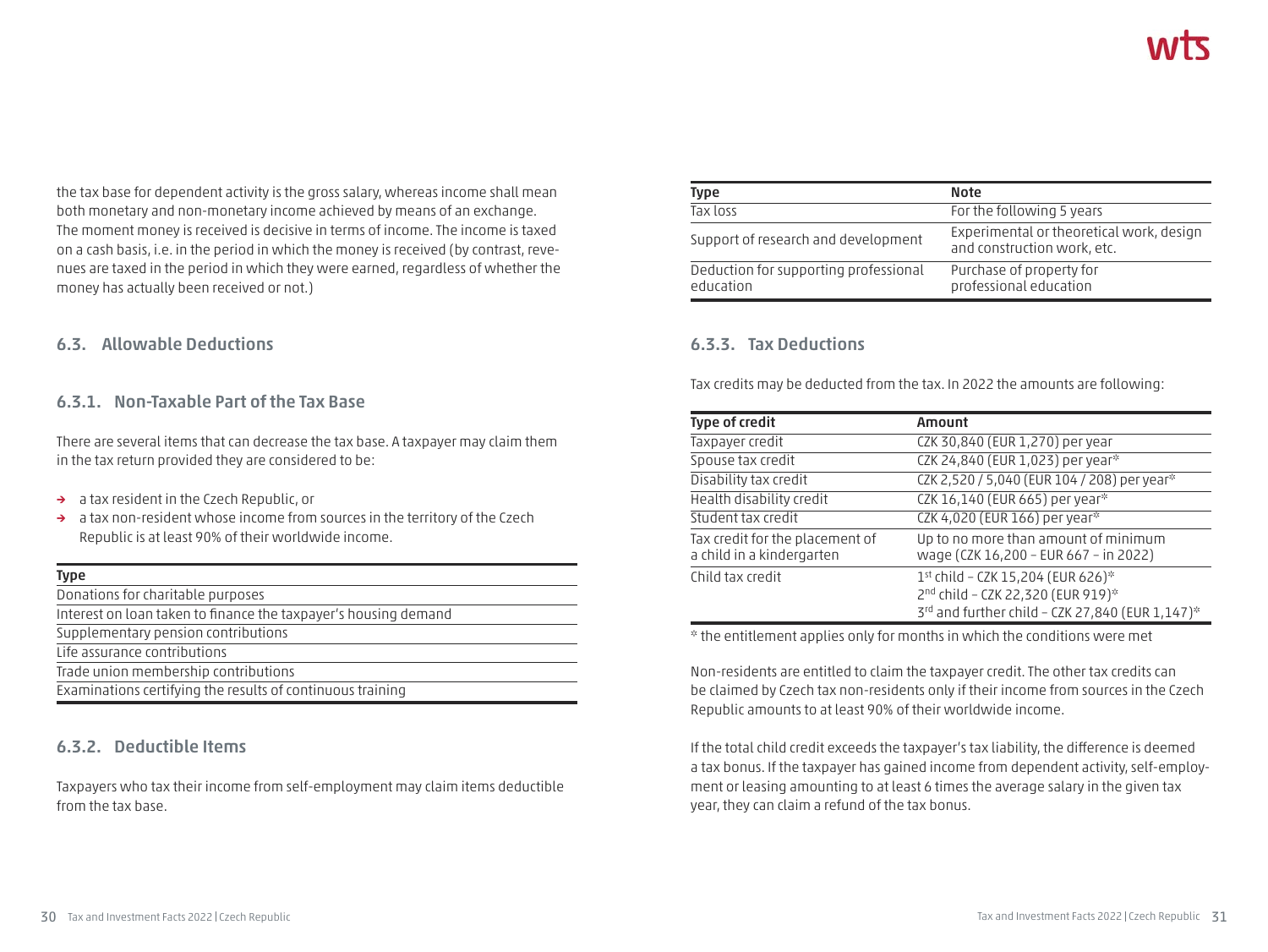the tax base for dependent activity is the gross salary, whereas income shall mean both monetary and non-monetary income achieved by means of an exchange. The moment money is received is decisive in terms of income. The income is taxed on a cash basis, i.e. in the period in which the money is received (by contrast, revenues are taxed in the period in which they were earned, regardless of whether the money has actually been received or not.)

## 6.3. Allowable Deductions

### 6.3.1. Non-Taxable Part of the Tax Base

There are several items that can decrease the tax base. A taxpayer may claim them in the tax return provided they are considered to be:

- a tax resident in the Czech Republic, or
- a tax non-resident whose income from sources in the territory of the Czech Republic is at least 90% of their worldwide income.

| Type |
|---|
| Donations for charitable purposes |
| Interest on loan taken to finance the taxpayer's housing demand |
| Supplementary pension contributions |
| Life assurance contributions |
| Trade union membership contributions |
| Examinations certifying the results of continuous training |

### 6.3.2. Deductible Items

Taxpayers who tax their income from self-employment may claim items deductible from the tax base.

| Type | Note |
|---|---|
| Tax loss | For the following 5 years |
| Support of research and development | Experimental or theoretical work, design and construction work, etc. |
| Deduction for supporting professional education | Purchase of property for professional education |

### 6.3.3. Tax Deductions

Tax credits may be deducted from the tax. In 2022 the amounts are following:

| Type of credit | Amount |
|---|---|
| Taxpayer credit | CZK 30,840 (EUR 1,270) per year |
| Spouse tax credit | CZK 24,840 (EUR 1,023) per year* |
| Disability tax credit | CZK 2,520 / 5,040 (EUR 104 / 208) per year* |
| Health disability credit | CZK 16,140 (EUR 665) per year* |
| Student tax credit | CZK 4,020 (EUR 166) per year* |
| Tax credit for the placement of a child in a kindergarten | Up to no more than amount of minimum wage (CZK 16,200 – EUR 667 – in 2022) |
| Child tax credit | 1st child – CZK 15,204 (EUR 626)*<br>2nd child – CZK 22,320 (EUR 919)*<br>3rd and further child – CZK 27,840 (EUR 1,147)* |

* the entitlement applies only for months in which the conditions were met

Non-residents are entitled to claim the taxpayer credit. The other tax credits can be claimed by Czech tax non-residents only if their income from sources in the Czech Republic amounts to at least 90% of their worldwide income.

If the total child credit exceeds the taxpayer's tax liability, the difference is deemed a tax bonus. If the taxpayer has gained income from dependent activity, self-employment or leasing amounting to at least 6 times the average salary in the given tax year, they can claim a refund of the tax bonus.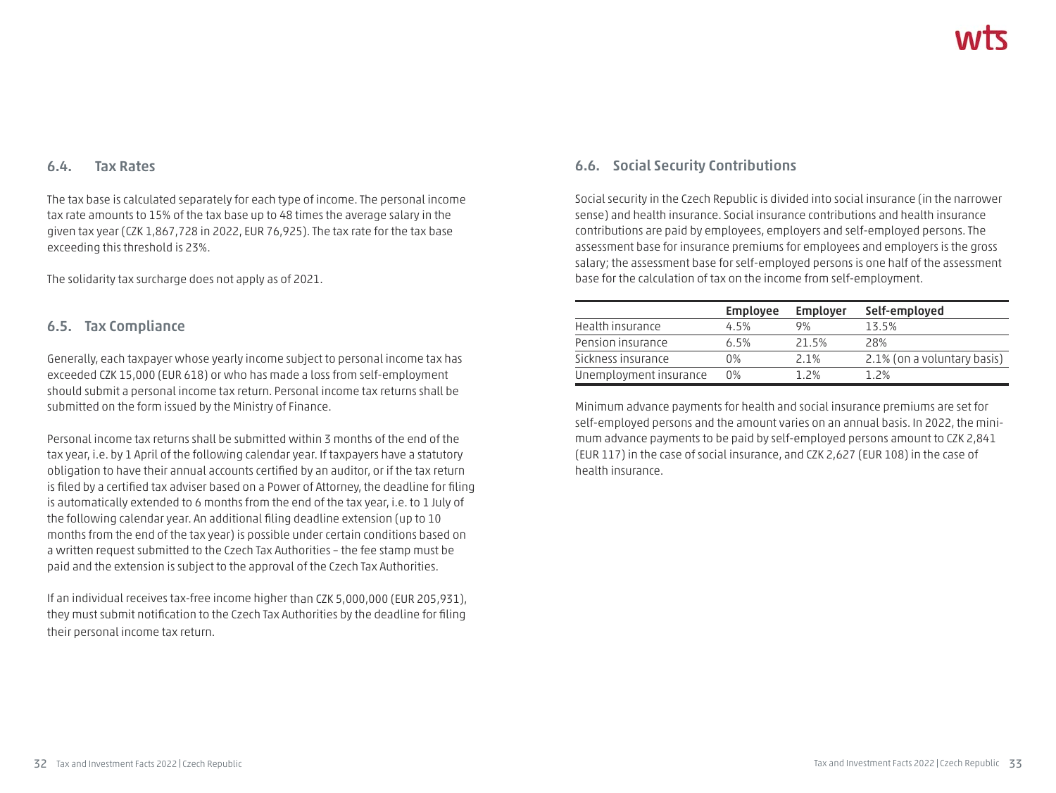### 6.4. Tax Rates

The tax base is calculated separately for each type of income. The personal income tax rate amounts to 15% of the tax base up to 48 times the average salary in the given tax year (CZK 1,867,728 in 2022, EUR 76,925). The tax rate for the tax base exceeding this threshold is 23%.

The solidarity tax surcharge does not apply as of 2021.

### 6.5. Tax Compliance

Generally, each taxpayer whose yearly income subject to personal income tax has exceeded CZK 15,000 (EUR 618) or who has made a loss from self-employment should submit a personal income tax return. Personal income tax returns shall be submitted on the form issued by the Ministry of Finance.

Personal income tax returns shall be submitted within 3 months of the end of the tax year, i.e. by 1 April of the following calendar year. If taxpayers have a statutory obligation to have their annual accounts certified by an auditor, or if the tax return is filed by a certified tax adviser based on a Power of Attorney, the deadline for filing is automatically extended to 6 months from the end of the tax year, i.e. to 1 July of the following calendar year. An additional filing deadline extension (up to 10 months from the end of the tax year) is possible under certain conditions based on a written request submitted to the Czech Tax Authorities – the fee stamp must be paid and the extension is subject to the approval of the Czech Tax Authorities.

If an individual receives tax-free income higher than CZK 5,000,000 (EUR 205,931), they must submit notification to the Czech Tax Authorities by the deadline for filing their personal income tax return.

### 6.6. Social Security Contributions

Social security in the Czech Republic is divided into social insurance (in the narrower sense) and health insurance. Social insurance contributions and health insurance contributions are paid by employees, employers and self-employed persons. The assessment base for insurance premiums for employees and employers is the gross salary; the assessment base for self-employed persons is one half of the assessment base for the calculation of tax on the income from self-employment.

| | Employee | Employer | Self-employed |
|---|---|---|---|
| Health insurance | 4.5% | 9% | 13.5% |
| Pension insurance | 6.5% | 21.5% | 28% |
| Sickness insurance | 0% | 2.1% | 2.1% (on a voluntary basis) |
| Unemployment insurance | 0% | 1.2% | 1.2% |

Minimum advance payments for health and social insurance premiums are set for self-employed persons and the amount varies on an annual basis. In 2022, the minimum advance payments to be paid by self-employed persons amount to CZK 2,841 (EUR 117) in the case of social insurance, and CZK 2,627 (EUR 108) in the case of health insurance.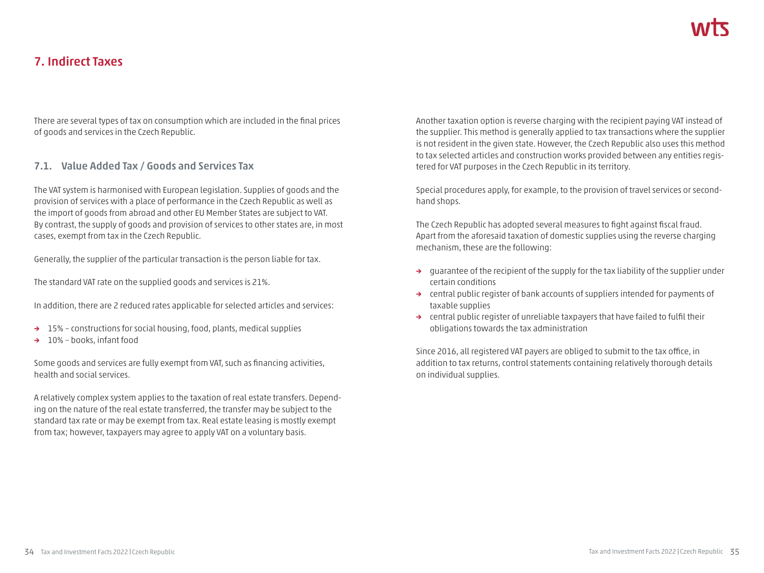# 7. Indirect Taxes

There are several types of tax on consumption which are included in the final prices of goods and services in the Czech Republic.

## 7.1. Value Added Tax / Goods and Services Tax

The VAT system is harmonised with European legislation. Supplies of goods and the provision of services with a place of performance in the Czech Republic as well as the import of goods from abroad and other EU Member States are subject to VAT. By contrast, the supply of goods and provision of services to other states are, in most cases, exempt from tax in the Czech Republic.

Generally, the supplier of the particular transaction is the person liable for tax.

The standard VAT rate on the supplied goods and services is 21%.

In addition, there are 2 reduced rates applicable for selected articles and services:

- 15% – constructions for social housing, food, plants, medical supplies
- 10% – books, infant food

Some goods and services are fully exempt from VAT, such as financing activities, health and social services.

A relatively complex system applies to the taxation of real estate transfers. Depending on the nature of the real estate transferred, the transfer may be subject to the standard tax rate or may be exempt from tax. Real estate leasing is mostly exempt from tax; however, taxpayers may agree to apply VAT on a voluntary basis.

Another taxation option is reverse charging with the recipient paying VAT instead of the supplier. This method is generally applied to tax transactions where the supplier is not resident in the given state. However, the Czech Republic also uses this method to tax selected articles and construction works provided between any entities registered for VAT purposes in the Czech Republic in its territory.

Special procedures apply, for example, to the provision of travel services or second-hand shops.

The Czech Republic has adopted several measures to fight against fiscal fraud. Apart from the aforesaid taxation of domestic supplies using the reverse charging mechanism, these are the following:

- guarantee of the recipient of the supply for the tax liability of the supplier under certain conditions
- central public register of bank accounts of suppliers intended for payments of taxable supplies
- central public register of unreliable taxpayers that have failed to fulfil their obligations towards the tax administration

Since 2016, all registered VAT payers are obliged to submit to the tax office, in addition to tax returns, control statements containing relatively thorough details on individual supplies.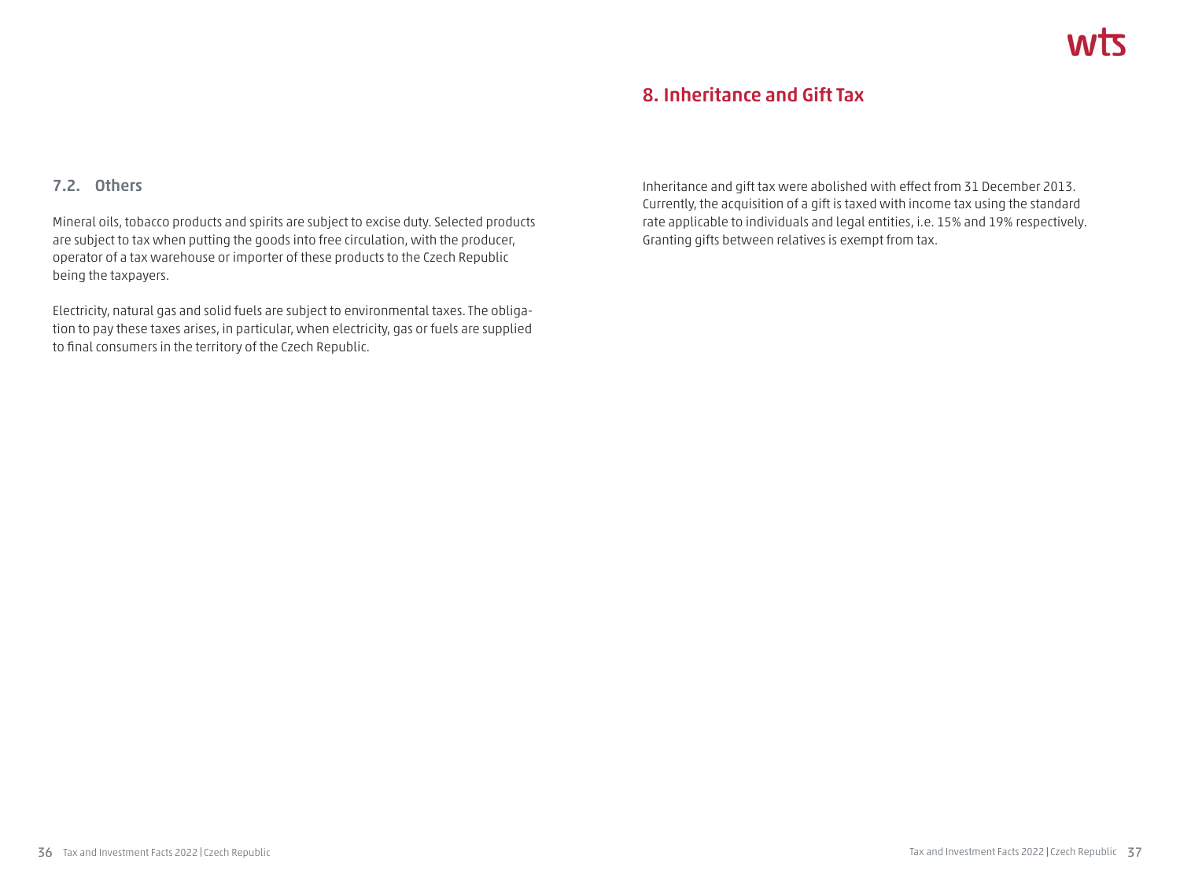### 7.2. Others

Mineral oils, tobacco products and spirits are subject to excise duty. Selected products are subject to tax when putting the goods into free circulation, with the producer, operator of a tax warehouse or importer of these products to the Czech Republic being the taxpayers.

Electricity, natural gas and solid fuels are subject to environmental taxes. The obligation to pay these taxes arises, in particular, when electricity, gas or fuels are supplied to final consumers in the territory of the Czech Republic.

## 8. Inheritance and Gift Tax

Inheritance and gift tax were abolished with effect from 31 December 2013. Currently, the acquisition of a gift is taxed with income tax using the standard rate applicable to individuals and legal entities, i.e. 15% and 19% respectively. Granting gifts between relatives is exempt from tax.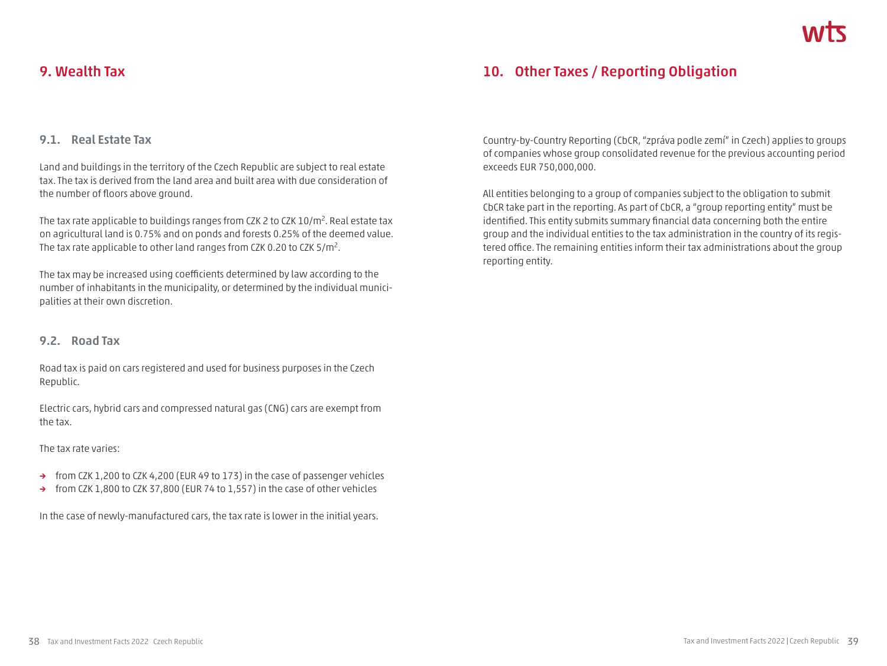# 9. Wealth Tax

## 9.1. Real Estate Tax

Land and buildings in the territory of the Czech Republic are subject to real estate tax. The tax is derived from the land area and built area with due consideration of the number of floors above ground.

The tax rate applicable to buildings ranges from CZK 2 to CZK 10/m$^2$. Real estate tax on agricultural land is 0.75% and on ponds and forests 0.25% of the deemed value. The tax rate applicable to other land ranges from CZK 0.20 to CZK 5/m$^2$.

The tax may be increased using coefficients determined by law according to the number of inhabitants in the municipality, or determined by the individual municipalities at their own discretion.

## 9.2. Road Tax

Road tax is paid on cars registered and used for business purposes in the Czech Republic.

Electric cars, hybrid cars and compressed natural gas (CNG) cars are exempt from the tax.

The tax rate varies:

- from CZK 1,200 to CZK 4,200 (EUR 49 to 173) in the case of passenger vehicles
- from CZK 1,800 to CZK 37,800 (EUR 74 to 1,557) in the case of other vehicles

In the case of newly-manufactured cars, the tax rate is lower in the initial years.

# 10. Other Taxes / Reporting Obligation

Country-by-Country Reporting (CbCR, "zpráva podle zemí" in Czech) applies to groups of companies whose group consolidated revenue for the previous accounting period exceeds EUR 750,000,000.

All entities belonging to a group of companies subject to the obligation to submit CbCR take part in the reporting. As part of CbCR, a "group reporting entity" must be identified. This entity submits summary financial data concerning both the entire group and the individual entities to the tax administration in the country of its registered office. The remaining entities inform their tax administrations about the group reporting entity.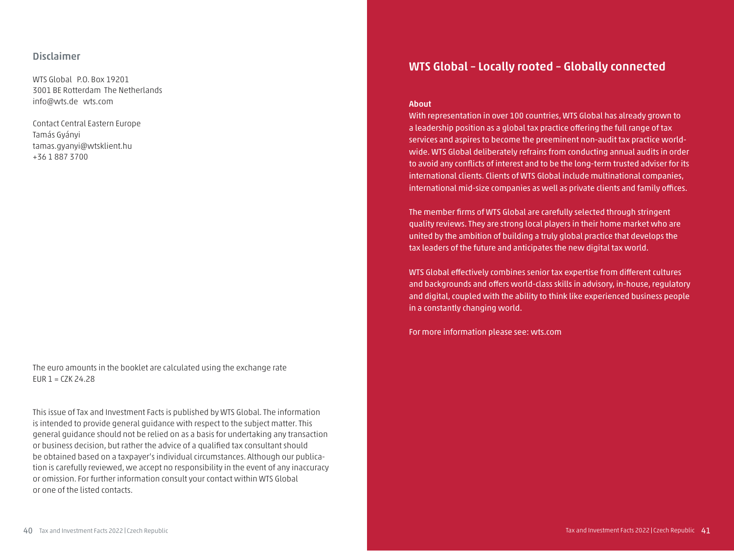## Disclaimer

WTS Global P.O. Box 19201
3001 BE Rotterdam The Netherlands
info@wts.de wts.com

Contact Central Eastern Europe
Tamás Gyányi
tamas.gyanyi@wtsklient.hu
+36 1 887 3700

The euro amounts in the booklet are calculated using the exchange rate EUR 1 = CZK 24.28

This issue of Tax and Investment Facts is published by WTS Global. The information is intended to provide general guidance with respect to the subject matter. This general guidance should not be relied on as a basis for undertaking any transaction or business decision, but rather the advice of a qualified tax consultant should be obtained based on a taxpayer's individual circumstances. Although our publication is carefully reviewed, we accept no responsibility in the event of any inaccuracy or omission. For further information consult your contact within WTS Global or one of the listed contacts.

## WTS Global – Locally rooted – Globally connected

**About**

With representation in over 100 countries, WTS Global has already grown to a leadership position as a global tax practice offering the full range of tax services and aspires to become the preeminent non-audit tax practice worldwide. WTS Global deliberately refrains from conducting annual audits in order to avoid any conflicts of interest and to be the long-term trusted adviser for its international clients. Clients of WTS Global include multinational companies, international mid-size companies as well as private clients and family offices.

The member firms of WTS Global are carefully selected through stringent quality reviews. They are strong local players in their home market who are united by the ambition of building a truly global practice that develops the tax leaders of the future and anticipates the new digital tax world.

WTS Global effectively combines senior tax expertise from different cultures and backgrounds and offers world-class skills in advisory, in-house, regulatory and digital, coupled with the ability to think like experienced business people in a constantly changing world.

For more information please see: wts.com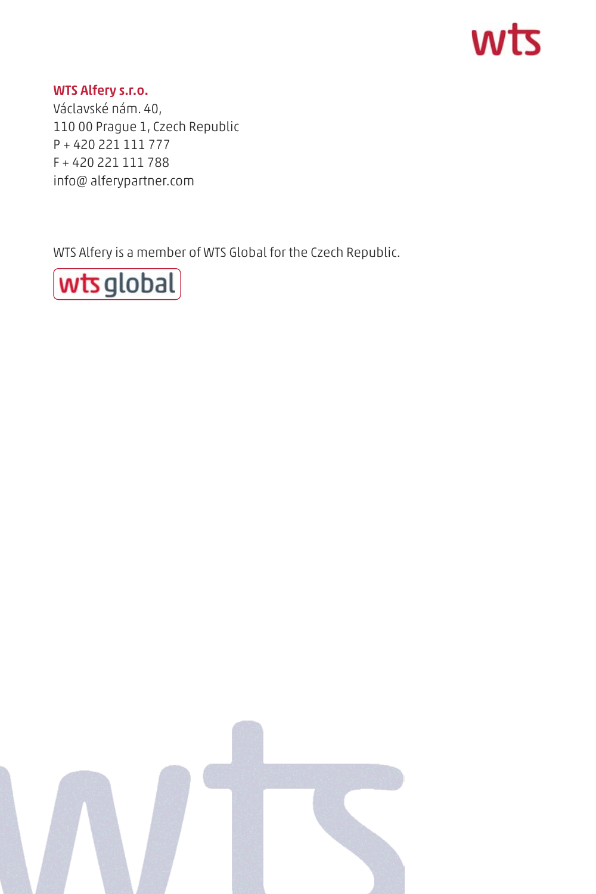**WTS Alfery s.r.o.**
Václavské nám. 40,
110 00 Prague 1, Czech Republic
P + 420 221 111 777
F + 420 221 111 788
info@ alferypartner.com

WTS Alfery is a member of WTS Global for the Czech Republic.